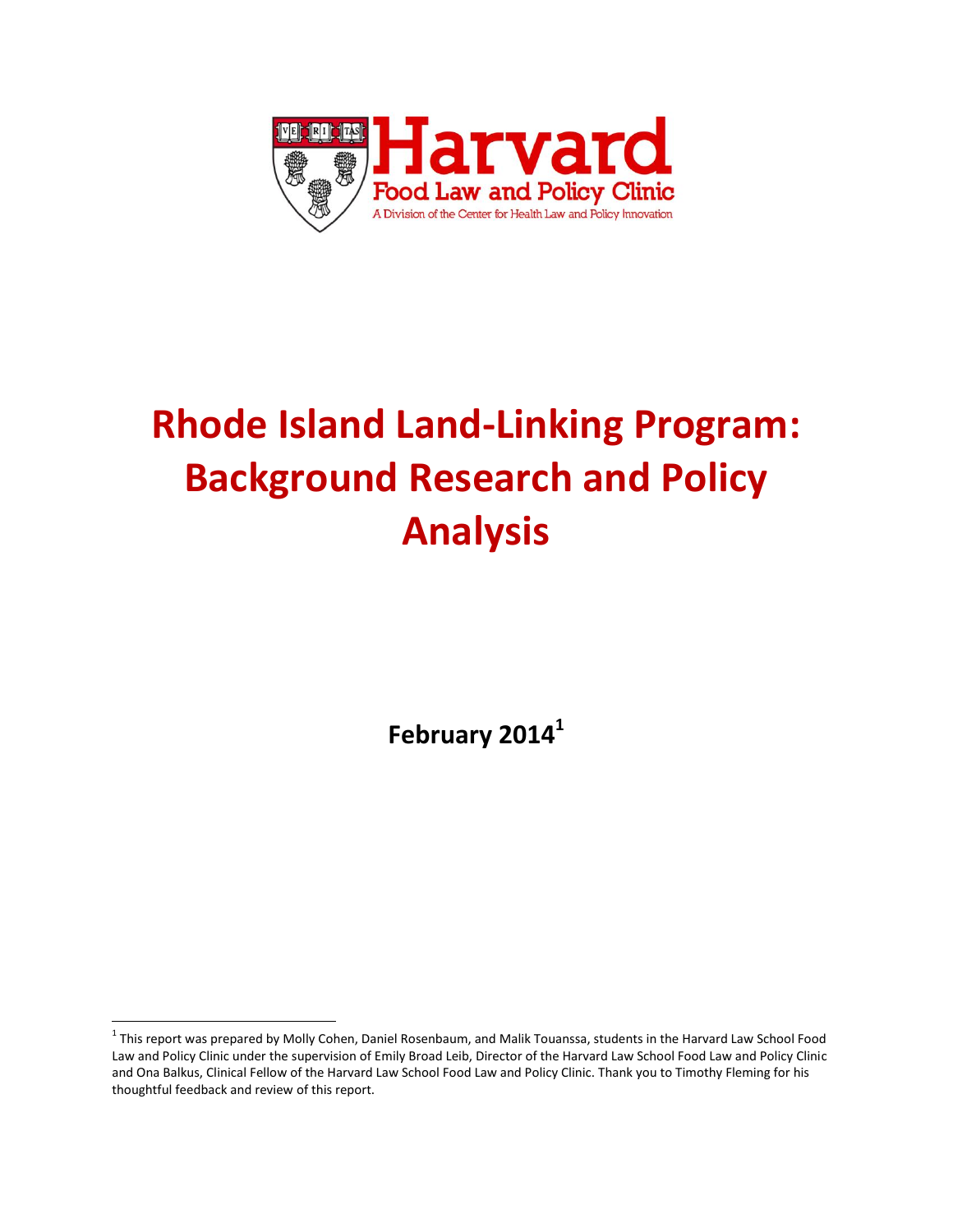Harvard
Food Law and Policy Clinic
A Division of the Center for Health Law and Policy Innovation

# Rhode Island Land-Linking Program: Background Research and Policy Analysis

**February 2014**[1]

[1] This report was prepared by Molly Cohen, Daniel Rosenbaum, and Malik Touanssa, students in the Harvard Law School Food Law and Policy Clinic under the supervision of Emily Broad Leib, Director of the Harvard Law School Food Law and Policy Clinic and Ona Balkus, Clinical Fellow of the Harvard Law School Food Law and Policy Clinic. Thank you to Timothy Fleming for his thoughtful feedback and review of this report.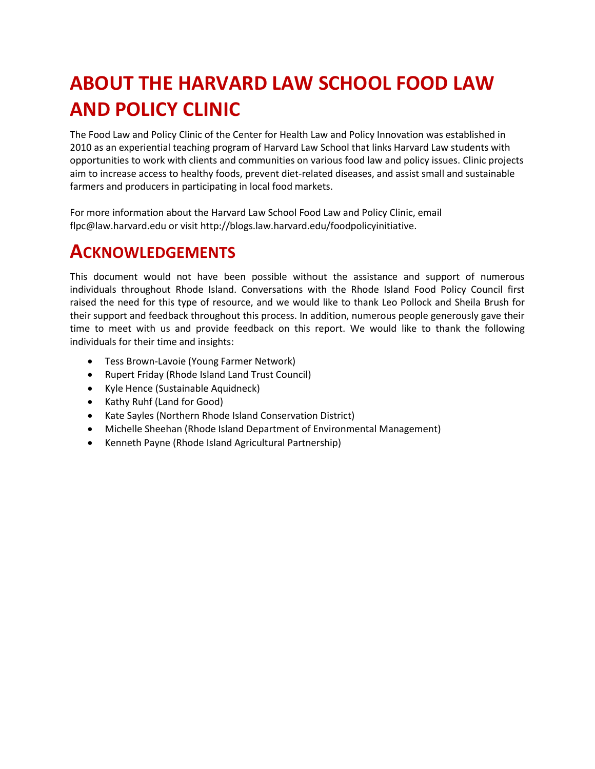# ABOUT THE HARVARD LAW SCHOOL FOOD LAW AND POLICY CLINIC

The Food Law and Policy Clinic of the Center for Health Law and Policy Innovation was established in 2010 as an experiential teaching program of Harvard Law School that links Harvard Law students with opportunities to work with clients and communities on various food law and policy issues. Clinic projects aim to increase access to healthy foods, prevent diet-related diseases, and assist small and sustainable farmers and producers in participating in local food markets.

For more information about the Harvard Law School Food Law and Policy Clinic, email flpc@law.harvard.edu or visit http://blogs.law.harvard.edu/foodpolicyinitiative.

## ACKNOWLEDGEMENTS

This document would not have been possible without the assistance and support of numerous individuals throughout Rhode Island. Conversations with the Rhode Island Food Policy Council first raised the need for this type of resource, and we would like to thank Leo Pollock and Sheila Brush for their support and feedback throughout this process. In addition, numerous people generously gave their time to meet with us and provide feedback on this report. We would like to thank the following individuals for their time and insights:

- Tess Brown-Lavoie (Young Farmer Network)
- Rupert Friday (Rhode Island Land Trust Council)
- Kyle Hence (Sustainable Aquidneck)
- Kathy Ruhf (Land for Good)
- Kate Sayles (Northern Rhode Island Conservation District)
- Michelle Sheehan (Rhode Island Department of Environmental Management)
- Kenneth Payne (Rhode Island Agricultural Partnership)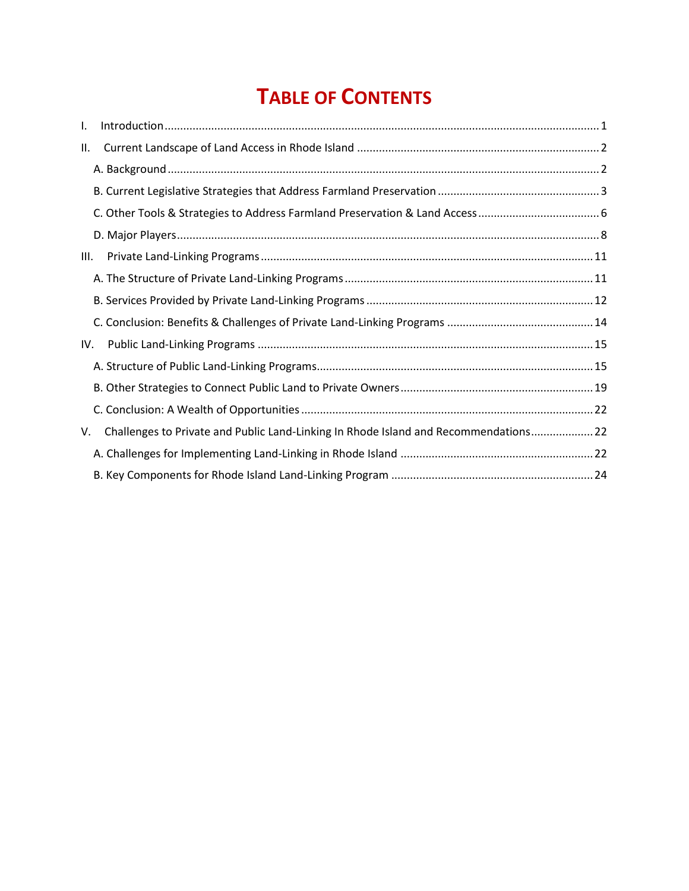# TABLE OF CONTENTS

I. Introduction ........................................................................................................................................ 1

II. Current Landscape of Land Access in Rhode Island ............................................................................ 2

A. Background ........................................................................................................................................ 2

B. Current Legislative Strategies that Address Farmland Preservation .................................................. 3

C. Other Tools & Strategies to Address Farmland Preservation & Land Access ...................................... 6

D. Major Players ...................................................................................................................................... 8

III. Private Land-Linking Programs ......................................................................................................... 11

A. The Structure of Private Land-Linking Programs .............................................................................. 11

B. Services Provided by Private Land-Linking Programs ....................................................................... 12

C. Conclusion: Benefits & Challenges of Private Land-Linking Programs .............................................. 14

IV. Public Land-Linking Programs .......................................................................................................... 15

A. Structure of Public Land-Linking Programs ....................................................................................... 15

B. Other Strategies to Connect Public Land to Private Owners ............................................................ 19

C. Conclusion: A Wealth of Opportunities ............................................................................................ 22

V. Challenges to Private and Public Land-Linking In Rhode Island and Recommendations .................... 22

A. Challenges for Implementing Land-Linking in Rhode Island ............................................................ 22

B. Key Components for Rhode Island Land-Linking Program ............................................................... 24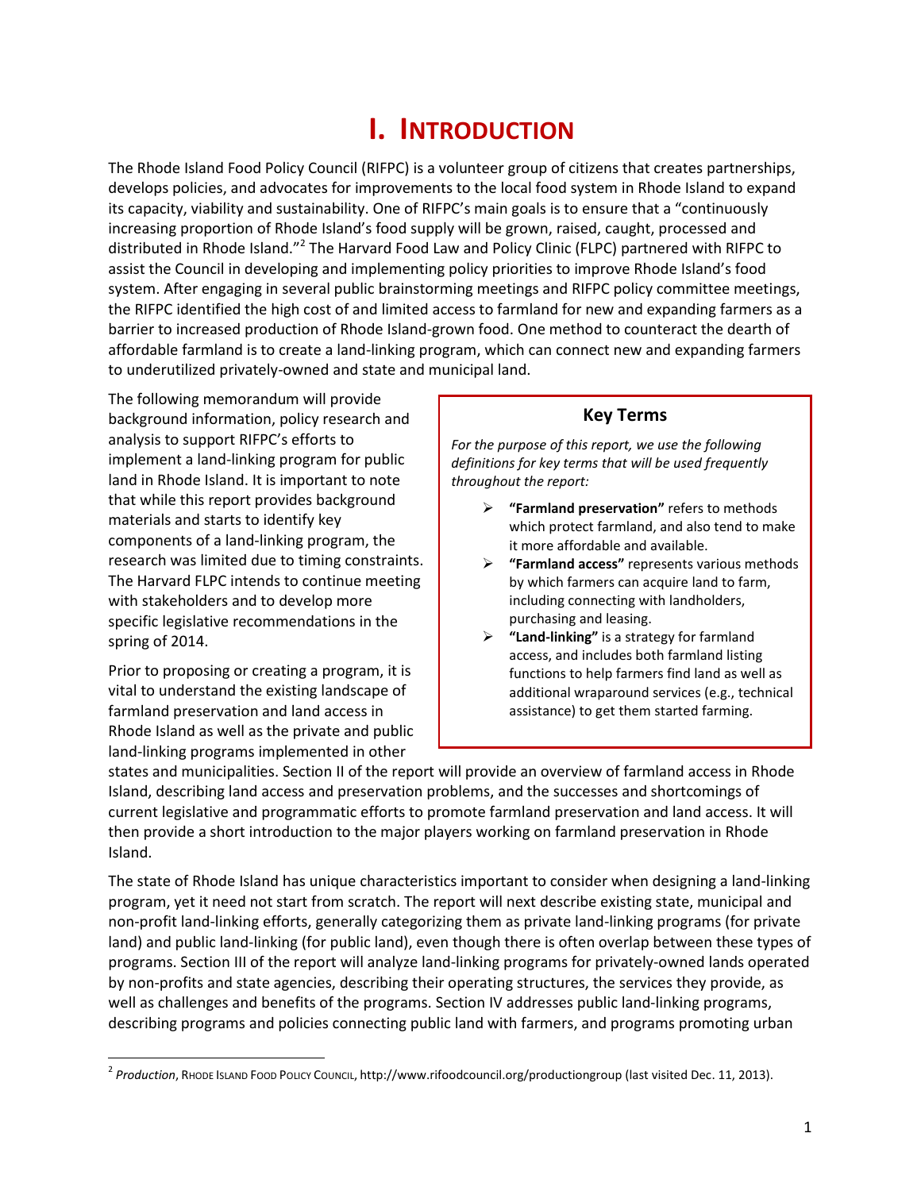# I. INTRODUCTION

The Rhode Island Food Policy Council (RIFPC) is a volunteer group of citizens that creates partnerships, develops policies, and advocates for improvements to the local food system in Rhode Island to expand its capacity, viability and sustainability. One of RIFPC's main goals is to ensure that a "continuously increasing proportion of Rhode Island's food supply will be grown, raised, caught, processed and distributed in Rhode Island."[2] The Harvard Food Law and Policy Clinic (FLPC) partnered with RIFPC to assist the Council in developing and implementing policy priorities to improve Rhode Island's food system. After engaging in several public brainstorming meetings and RIFPC policy committee meetings, the RIFPC identified the high cost of and limited access to farmland for new and expanding farmers as a barrier to increased production of Rhode Island-grown food. One method to counteract the dearth of affordable farmland is to create a land-linking program, which can connect new and expanding farmers to underutilized privately-owned and state and municipal land.

The following memorandum will provide background information, policy research and analysis to support RIFPC's efforts to implement a land-linking program for public land in Rhode Island. It is important to note that while this report provides background materials and starts to identify key components of a land-linking program, the research was limited due to timing constraints. The Harvard FLPC intends to continue meeting with stakeholders and to develop more specific legislative recommendations in the spring of 2014.

> **Key Terms**
>
> *For the purpose of this report, we use the following definitions for key terms that will be used frequently throughout the report:*
>
> - **"Farmland preservation"** refers to methods which protect farmland, and also tend to make it more affordable and available.
> - **"Farmland access"** represents various methods by which farmers can acquire land to farm, including connecting with landholders, purchasing and leasing.
> - **"Land-linking"** is a strategy for farmland access, and includes both farmland listing functions to help farmers find land as well as additional wraparound services (e.g., technical assistance) to get them started farming.

Prior to proposing or creating a program, it is vital to understand the existing landscape of farmland preservation and land access in Rhode Island as well as the private and public land-linking programs implemented in other states and municipalities. Section II of the report will provide an overview of farmland access in Rhode Island, describing land access and preservation problems, and the successes and shortcomings of current legislative and programmatic efforts to promote farmland preservation and land access. It will then provide a short introduction to the major players working on farmland preservation in Rhode Island.

The state of Rhode Island has unique characteristics important to consider when designing a land-linking program, yet it need not start from scratch. The report will next describe existing state, municipal and non-profit land-linking efforts, generally categorizing them as private land-linking programs (for private land) and public land-linking (for public land), even though there is often overlap between these types of programs. Section III of the report will analyze land-linking programs for privately-owned lands operated by non-profits and state agencies, describing their operating structures, the services they provide, as well as challenges and benefits of the programs. Section IV addresses public land-linking programs, describing programs and policies connecting public land with farmers, and programs promoting urban

[2] *Production*, RHODE ISLAND FOOD POLICY COUNCIL, http://www.rifoodcouncil.org/productiongroup (last visited Dec. 11, 2013).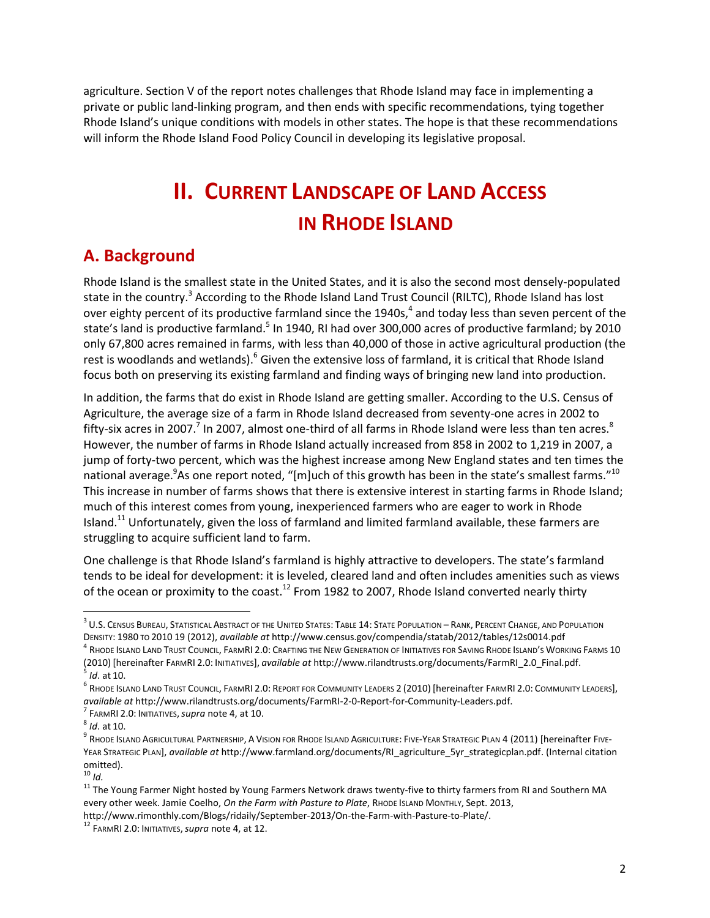agriculture. Section V of the report notes challenges that Rhode Island may face in implementing a private or public land-linking program, and then ends with specific recommendations, tying together Rhode Island's unique conditions with models in other states. The hope is that these recommendations will inform the Rhode Island Food Policy Council in developing its legislative proposal.

# II. CURRENT LANDSCAPE OF LAND ACCESS IN RHODE ISLAND

## A. Background

Rhode Island is the smallest state in the United States, and it is also the second most densely-populated state in the country.[3] According to the Rhode Island Land Trust Council (RILTC), Rhode Island has lost over eighty percent of its productive farmland since the 1940s,[4] and today less than seven percent of the state's land is productive farmland.[5] In 1940, RI had over 300,000 acres of productive farmland; by 2010 only 67,800 acres remained in farms, with less than 40,000 of those in active agricultural production (the rest is woodlands and wetlands).[6] Given the extensive loss of farmland, it is critical that Rhode Island focus both on preserving its existing farmland and finding ways of bringing new land into production.

In addition, the farms that do exist in Rhode Island are getting smaller. According to the U.S. Census of Agriculture, the average size of a farm in Rhode Island decreased from seventy-one acres in 2002 to fifty-six acres in 2007.[7] In 2007, almost one-third of all farms in Rhode Island were less than ten acres.[8] However, the number of farms in Rhode Island actually increased from 858 in 2002 to 1,219 in 2007, a jump of forty-two percent, which was the highest increase among New England states and ten times the national average.[9] As one report noted, "[m]uch of this growth has been in the state's smallest farms."[10] This increase in number of farms shows that there is extensive interest in starting farms in Rhode Island; much of this interest comes from young, inexperienced farmers who are eager to work in Rhode Island.[11] Unfortunately, given the loss of farmland and limited farmland available, these farmers are struggling to acquire sufficient land to farm.

One challenge is that Rhode Island's farmland is highly attractive to developers. The state's farmland tends to be ideal for development: it is leveled, cleared land and often includes amenities such as views of the ocean or proximity to the coast.[12] From 1982 to 2007, Rhode Island converted nearly thirty

---

[3] U.S. CENSUS BUREAU, STATISTICAL ABSTRACT OF THE UNITED STATES: TABLE 14: STATE POPULATION – RANK, PERCENT CHANGE, AND POPULATION DENSITY: 1980 TO 2010 19 (2012), *available at* http://www.census.gov/compendia/statab/2012/tables/12s0014.pdf

[4] RHODE ISLAND LAND TRUST COUNCIL, FARMRI 2.0: CRAFTING THE NEW GENERATION OF INITIATIVES FOR SAVING RHODE ISLAND'S WORKING FARMS 10 (2010) [hereinafter FARMRI 2.0: INITIATIVES], *available at* http://www.rilandtrusts.org/documents/FarmRI_2.0_Final.pdf.

[5] *Id*. at 10.

[6] RHODE ISLAND LAND TRUST COUNCIL, FARMRI 2.0: REPORT FOR COMMUNITY LEADERS 2 (2010) [hereinafter FARMRI 2.0: COMMUNITY LEADERS], *available at* http://www.rilandtrusts.org/documents/FarmRI-2-0-Report-for-Community-Leaders.pdf.

[7] FARMRI 2.0: INITIATIVES, *supra* note 4, at 10.

[8] *Id*. at 10.

[9] RHODE ISLAND AGRICULTURAL PARTNERSHIP, A VISION FOR RHODE ISLAND AGRICULTURE: FIVE-YEAR STRATEGIC PLAN 4 (2011) [hereinafter FIVE-YEAR STRATEGIC PLAN], *available at* http://www.farmland.org/documents/RI_agriculture_5yr_strategicplan.pdf. (Internal citation omitted).

[10] *Id.*

[11] The Young Farmer Night hosted by Young Farmers Network draws twenty-five to thirty farmers from RI and Southern MA every other week. Jamie Coelho, *On the Farm with Pasture to Plate*, RHODE ISLAND MONTHLY, Sept. 2013, http://www.rimonthly.com/Blogs/ridaily/September-2013/On-the-Farm-with-Pasture-to-Plate/.

[12] FARMRI 2.0: INITIATIVES, *supra* note 4, at 12.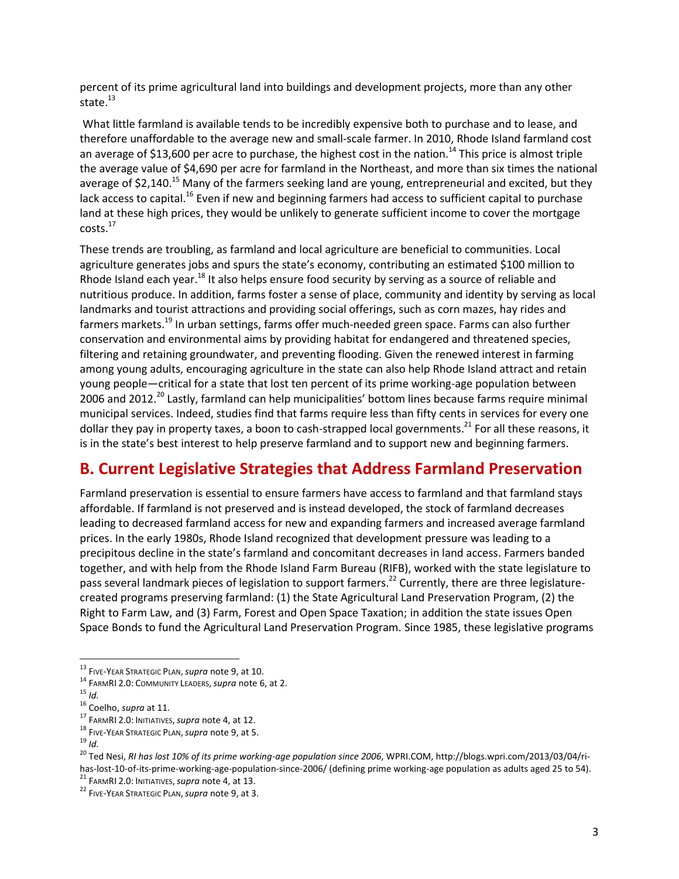percent of its prime agricultural land into buildings and development projects, more than any other state.[13]

What little farmland is available tends to be incredibly expensive both to purchase and to lease, and therefore unaffordable to the average new and small-scale farmer. In 2010, Rhode Island farmland cost an average of $13,600 per acre to purchase, the highest cost in the nation.[14] This price is almost triple the average value of $4,690 per acre for farmland in the Northeast, and more than six times the national average of $2,140.[15] Many of the farmers seeking land are young, entrepreneurial and excited, but they lack access to capital.[16] Even if new and beginning farmers had access to sufficient capital to purchase land at these high prices, they would be unlikely to generate sufficient income to cover the mortgage costs.[17]

These trends are troubling, as farmland and local agriculture are beneficial to communities. Local agriculture generates jobs and spurs the state's economy, contributing an estimated $100 million to Rhode Island each year.[18] It also helps ensure food security by serving as a source of reliable and nutritious produce. In addition, farms foster a sense of place, community and identity by serving as local landmarks and tourist attractions and providing social offerings, such as corn mazes, hay rides and farmers markets.[19] In urban settings, farms offer much-needed green space. Farms can also further conservation and environmental aims by providing habitat for endangered and threatened species, filtering and retaining groundwater, and preventing flooding. Given the renewed interest in farming among young adults, encouraging agriculture in the state can also help Rhode Island attract and retain young people—critical for a state that lost ten percent of its prime working-age population between 2006 and 2012.[20] Lastly, farmland can help municipalities' bottom lines because farms require minimal municipal services. Indeed, studies find that farms require less than fifty cents in services for every one dollar they pay in property taxes, a boon to cash-strapped local governments.[21] For all these reasons, it is in the state's best interest to help preserve farmland and to support new and beginning farmers.

## B. Current Legislative Strategies that Address Farmland Preservation

Farmland preservation is essential to ensure farmers have access to farmland and that farmland stays affordable. If farmland is not preserved and is instead developed, the stock of farmland decreases leading to decreased farmland access for new and expanding farmers and increased average farmland prices. In the early 1980s, Rhode Island recognized that development pressure was leading to a precipitous decline in the state's farmland and concomitant decreases in land access. Farmers banded together, and with help from the Rhode Island Farm Bureau (RIFB), worked with the state legislature to pass several landmark pieces of legislation to support farmers.[22] Currently, there are three legislature-created programs preserving farmland: (1) the State Agricultural Land Preservation Program, (2) the Right to Farm Law, and (3) Farm, Forest and Open Space Taxation; in addition the state issues Open Space Bonds to fund the Agricultural Land Preservation Program. Since 1985, these legislative programs

---

[13] FIVE-YEAR STRATEGIC PLAN, *supra* note 9, at 10.

[14] FARMRI 2.0: COMMUNITY LEADERS, *supra* note 6, at 2.

[15] *Id.*

[16] Coelho, *supra* at 11.

[17] FARMRI 2.0: INITIATIVES, *supra* note 4, at 12.

[18] FIVE-YEAR STRATEGIC PLAN, *supra* note 9, at 5.

[19] *Id.*

[20] Ted Nesi, *RI has lost 10% of its prime working-age population since 2006*, WPRI.COM, http://blogs.wpri.com/2013/03/04/ri-has-lost-10-of-its-prime-working-age-population-since-2006/ (defining prime working-age population as adults aged 25 to 54).

[21] FARMRI 2.0: INITIATIVES, *supra* note 4, at 13.

[22] FIVE-YEAR STRATEGIC PLAN, *supra* note 9, at 3.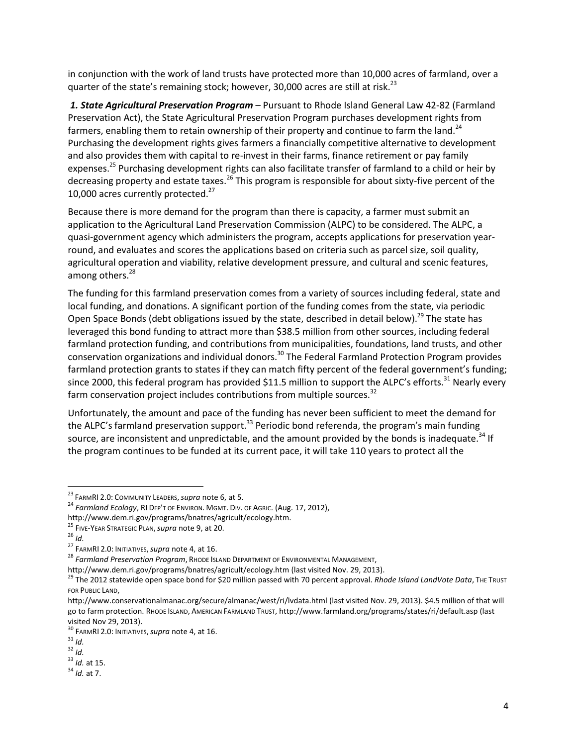in conjunction with the work of land trusts have protected more than 10,000 acres of farmland, over a quarter of the state's remaining stock; however, 30,000 acres are still at risk.[23]

***1. State Agricultural Preservation Program*** – Pursuant to Rhode Island General Law 42-82 (Farmland Preservation Act), the State Agricultural Preservation Program purchases development rights from farmers, enabling them to retain ownership of their property and continue to farm the land.[24] Purchasing the development rights gives farmers a financially competitive alternative to development and also provides them with capital to re-invest in their farms, finance retirement or pay family expenses.[25] Purchasing development rights can also facilitate transfer of farmland to a child or heir by decreasing property and estate taxes.[26] This program is responsible for about sixty-five percent of the 10,000 acres currently protected.[27]

Because there is more demand for the program than there is capacity, a farmer must submit an application to the Agricultural Land Preservation Commission (ALPC) to be considered. The ALPC, a quasi-government agency which administers the program, accepts applications for preservation year-round, and evaluates and scores the applications based on criteria such as parcel size, soil quality, agricultural operation and viability, relative development pressure, and cultural and scenic features, among others.[28]

The funding for this farmland preservation comes from a variety of sources including federal, state and local funding, and donations. A significant portion of the funding comes from the state, via periodic Open Space Bonds (debt obligations issued by the state, described in detail below).[29] The state has leveraged this bond funding to attract more than $38.5 million from other sources, including federal farmland protection funding, and contributions from municipalities, foundations, land trusts, and other conservation organizations and individual donors.[30] The Federal Farmland Protection Program provides farmland protection grants to states if they can match fifty percent of the federal government's funding; since 2000, this federal program has provided $11.5 million to support the ALPC's efforts.[31] Nearly every farm conservation project includes contributions from multiple sources.[32]

Unfortunately, the amount and pace of the funding has never been sufficient to meet the demand for the ALPC's farmland preservation support.[33] Periodic bond referenda, the program's main funding source, are inconsistent and unpredictable, and the amount provided by the bonds is inadequate.[34] If the program continues to be funded at its current pace, it will take 110 years to protect all the

---

[23] FARMRI 2.0: COMMUNITY LEADERS, *supra* note 6, at 5.

[24] *Farmland Ecology*, RI DEP'T OF ENVIRON. MGMT. DIV. OF AGRIC. (Aug. 17, 2012), http://www.dem.ri.gov/programs/bnatres/agricult/ecology.htm.

[25] FIVE-YEAR STRATEGIC PLAN, *supra* note 9, at 20.

[26] *Id.*

[27] FARMRI 2.0: INITIATIVES, *supra* note 4, at 16.

[28] *Farmland Preservation Program*, RHODE ISLAND DEPARTMENT OF ENVIRONMENTAL MANAGEMENT, http://www.dem.ri.gov/programs/bnatres/agricult/ecology.htm (last visited Nov. 29, 2013).

[29] The 2012 statewide open space bond for $20 million passed with 70 percent approval. *Rhode Island LandVote Data*, THE TRUST FOR PUBLIC LAND, http://www.conservationalmanac.org/secure/almanac/west/ri/lvdata.html (last visited Nov. 29, 2013). $4.5 million of that will go to farm protection. RHODE ISLAND, AMERICAN FARMLAND TRUST, http://www.farmland.org/programs/states/ri/default.asp (last visited Nov 29, 2013).

[30] FARMRI 2.0: INITIATIVES, *supra* note 4, at 16.

[31] *Id.*

[32] *Id.*

[33] *Id.* at 15.

[34] *Id.* at 7.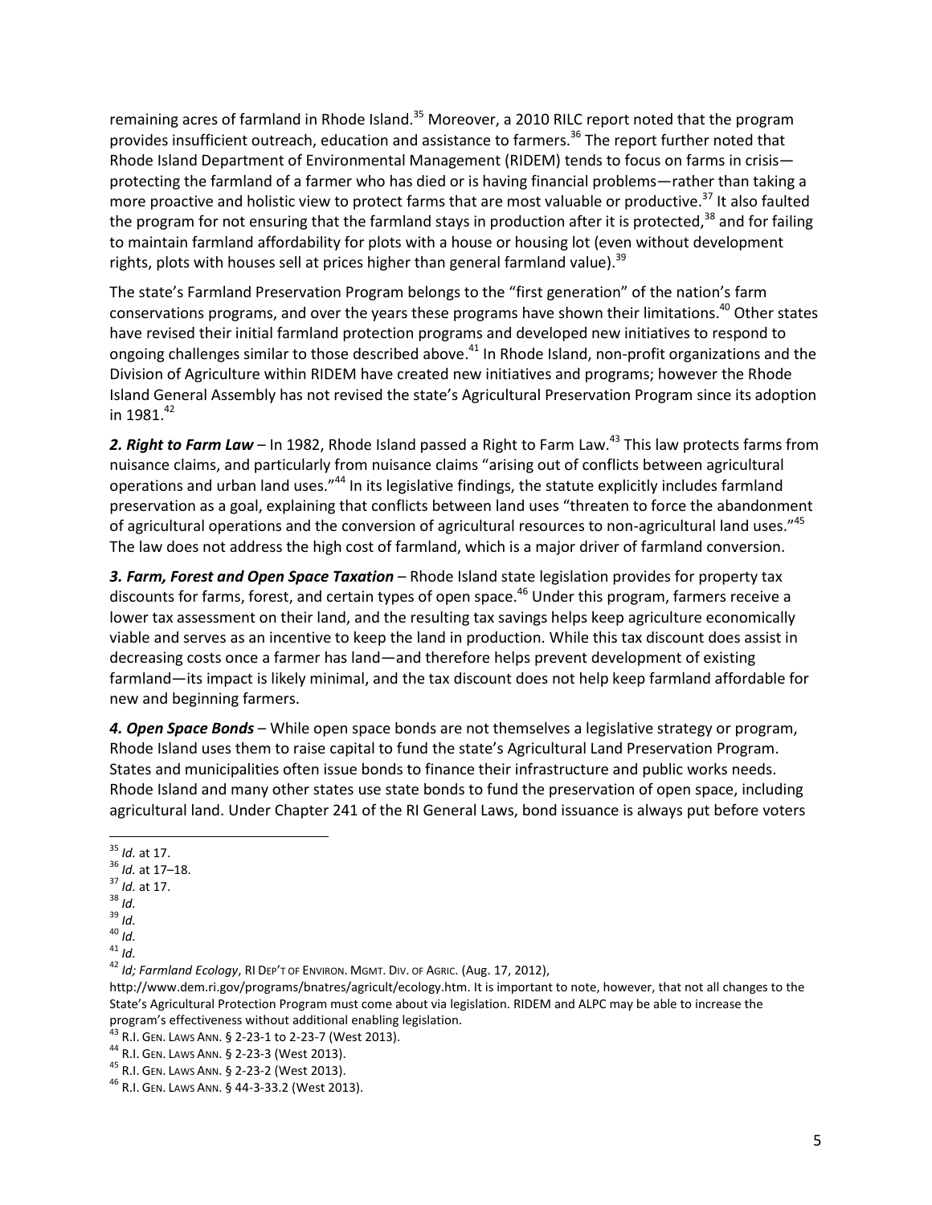remaining acres of farmland in Rhode Island.[35] Moreover, a 2010 RILC report noted that the program provides insufficient outreach, education and assistance to farmers.[36] The report further noted that Rhode Island Department of Environmental Management (RIDEM) tends to focus on farms in crisis—protecting the farmland of a farmer who has died or is having financial problems—rather than taking a more proactive and holistic view to protect farms that are most valuable or productive.[37] It also faulted the program for not ensuring that the farmland stays in production after it is protected,[38] and for failing to maintain farmland affordability for plots with a house or housing lot (even without development rights, plots with houses sell at prices higher than general farmland value).[39]

The state's Farmland Preservation Program belongs to the "first generation" of the nation's farm conservations programs, and over the years these programs have shown their limitations.[40] Other states have revised their initial farmland protection programs and developed new initiatives to respond to ongoing challenges similar to those described above.[41] In Rhode Island, non-profit organizations and the Division of Agriculture within RIDEM have created new initiatives and programs; however the Rhode Island General Assembly has not revised the state's Agricultural Preservation Program since its adoption in 1981.[42]

***2. Right to Farm Law*** – In 1982, Rhode Island passed a Right to Farm Law.[43] This law protects farms from nuisance claims, and particularly from nuisance claims "arising out of conflicts between agricultural operations and urban land uses."[44] In its legislative findings, the statute explicitly includes farmland preservation as a goal, explaining that conflicts between land uses "threaten to force the abandonment of agricultural operations and the conversion of agricultural resources to non-agricultural land uses."[45] The law does not address the high cost of farmland, which is a major driver of farmland conversion.

***3. Farm, Forest and Open Space Taxation*** – Rhode Island state legislation provides for property tax discounts for farms, forest, and certain types of open space.[46] Under this program, farmers receive a lower tax assessment on their land, and the resulting tax savings helps keep agriculture economically viable and serves as an incentive to keep the land in production. While this tax discount does assist in decreasing costs once a farmer has land—and therefore helps prevent development of existing farmland—its impact is likely minimal, and the tax discount does not help keep farmland affordable for new and beginning farmers.

***4. Open Space Bonds*** – While open space bonds are not themselves a legislative strategy or program, Rhode Island uses them to raise capital to fund the state's Agricultural Land Preservation Program. States and municipalities often issue bonds to finance their infrastructure and public works needs. Rhode Island and many other states use state bonds to fund the preservation of open space, including agricultural land. Under Chapter 241 of the RI General Laws, bond issuance is always put before voters

---

[35] *Id.* at 17.

[36] *Id.* at 17–18.

[37] *Id.* at 17.

[38] *Id.*

[39] *Id.*

[40] *Id.*

[41] *Id.*

[42] *Id; Farmland Ecology*, RI DEP'T OF ENVIRON. MGMT. DIV. OF AGRIC. (Aug. 17, 2012), http://www.dem.ri.gov/programs/bnatres/agricult/ecology.htm. It is important to note, however, that not all changes to the State's Agricultural Protection Program must come about via legislation. RIDEM and ALPC may be able to increase the program's effectiveness without additional enabling legislation.

[43] R.I. GEN. LAWS ANN. § 2-23-1 to 2-23-7 (West 2013).

[44] R.I. GEN. LAWS ANN. § 2-23-3 (West 2013).

[45] R.I. GEN. LAWS ANN. § 2-23-2 (West 2013).

[46] R.I. GEN. LAWS ANN. § 44-3-33.2 (West 2013).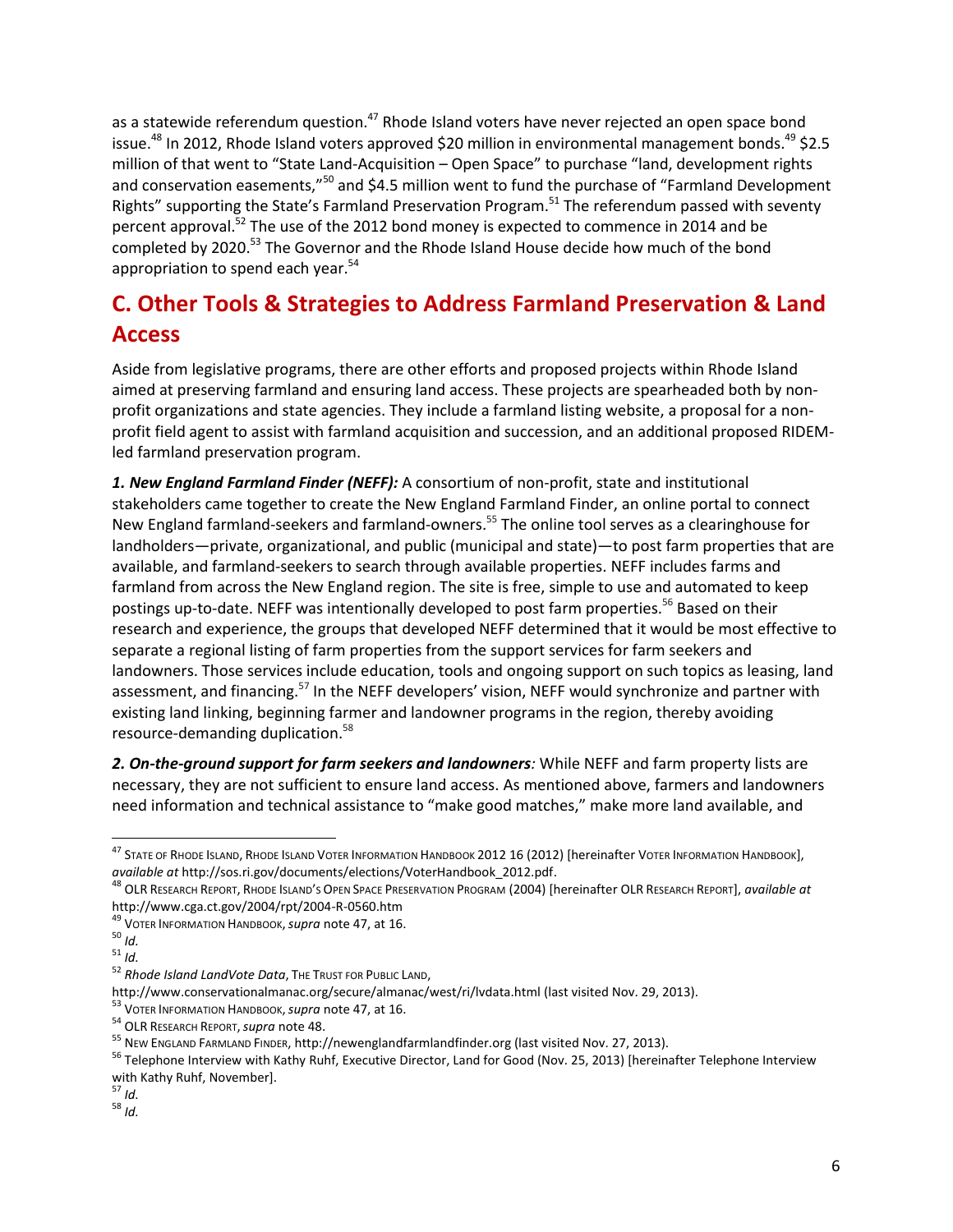as a statewide referendum question.[47] Rhode Island voters have never rejected an open space bond issue.[48] In 2012, Rhode Island voters approved $20 million in environmental management bonds.[49] $2.5 million of that went to "State Land-Acquisition – Open Space" to purchase "land, development rights and conservation easements,"[50] and $4.5 million went to fund the purchase of "Farmland Development Rights" supporting the State's Farmland Preservation Program.[51] The referendum passed with seventy percent approval.[52] The use of the 2012 bond money is expected to commence in 2014 and be completed by 2020.[53] The Governor and the Rhode Island House decide how much of the bond appropriation to spend each year.[54]

## C. Other Tools & Strategies to Address Farmland Preservation & Land Access

Aside from legislative programs, there are other efforts and proposed projects within Rhode Island aimed at preserving farmland and ensuring land access. These projects are spearheaded both by non-profit organizations and state agencies. They include a farmland listing website, a proposal for a non-profit field agent to assist with farmland acquisition and succession, and an additional proposed RIDEM-led farmland preservation program.

***1. New England Farmland Finder (NEFF):*** A consortium of non-profit, state and institutional stakeholders came together to create the New England Farmland Finder, an online portal to connect New England farmland-seekers and farmland-owners.[55] The online tool serves as a clearinghouse for landholders—private, organizational, and public (municipal and state)—to post farm properties that are available, and farmland-seekers to search through available properties. NEFF includes farms and farmland from across the New England region. The site is free, simple to use and automated to keep postings up-to-date. NEFF was intentionally developed to post farm properties.[56] Based on their research and experience, the groups that developed NEFF determined that it would be most effective to separate a regional listing of farm properties from the support services for farm seekers and landowners. Those services include education, tools and ongoing support on such topics as leasing, land assessment, and financing.[57] In the NEFF developers' vision, NEFF would synchronize and partner with existing land linking, beginning farmer and landowner programs in the region, thereby avoiding resource-demanding duplication.[58]

***2. On-the-ground support for farm seekers and landowners****:* While NEFF and farm property lists are necessary, they are not sufficient to ensure land access. As mentioned above, farmers and landowners need information and technical assistance to "make good matches," make more land available, and

---

[47] STATE OF RHODE ISLAND, RHODE ISLAND VOTER INFORMATION HANDBOOK 2012 16 (2012) [hereinafter VOTER INFORMATION HANDBOOK], *available at* http://sos.ri.gov/documents/elections/VoterHandbook_2012.pdf.

[48] OLR RESEARCH REPORT, RHODE ISLAND'S OPEN SPACE PRESERVATION PROGRAM (2004) [hereinafter OLR RESEARCH REPORT], *available at* http://www.cga.ct.gov/2004/rpt/2004-R-0560.htm

[49] VOTER INFORMATION HANDBOOK, *supra* note 47, at 16.

[50] *Id.*

[51] *Id.*

[52] *Rhode Island LandVote Data*, THE TRUST FOR PUBLIC LAND, http://www.conservationalmanac.org/secure/almanac/west/ri/lvdata.html (last visited Nov. 29, 2013).

[53] VOTER INFORMATION HANDBOOK, *supra* note 47, at 16.

[54] OLR RESEARCH REPORT, *supra* note 48.

[55] NEW ENGLAND FARMLAND FINDER, http://newenglandfarmlandfinder.org (last visited Nov. 27, 2013).

[56] Telephone Interview with Kathy Ruhf, Executive Director, Land for Good (Nov. 25, 2013) [hereinafter Telephone Interview with Kathy Ruhf, November].

[57] *Id.*

[58] *Id.*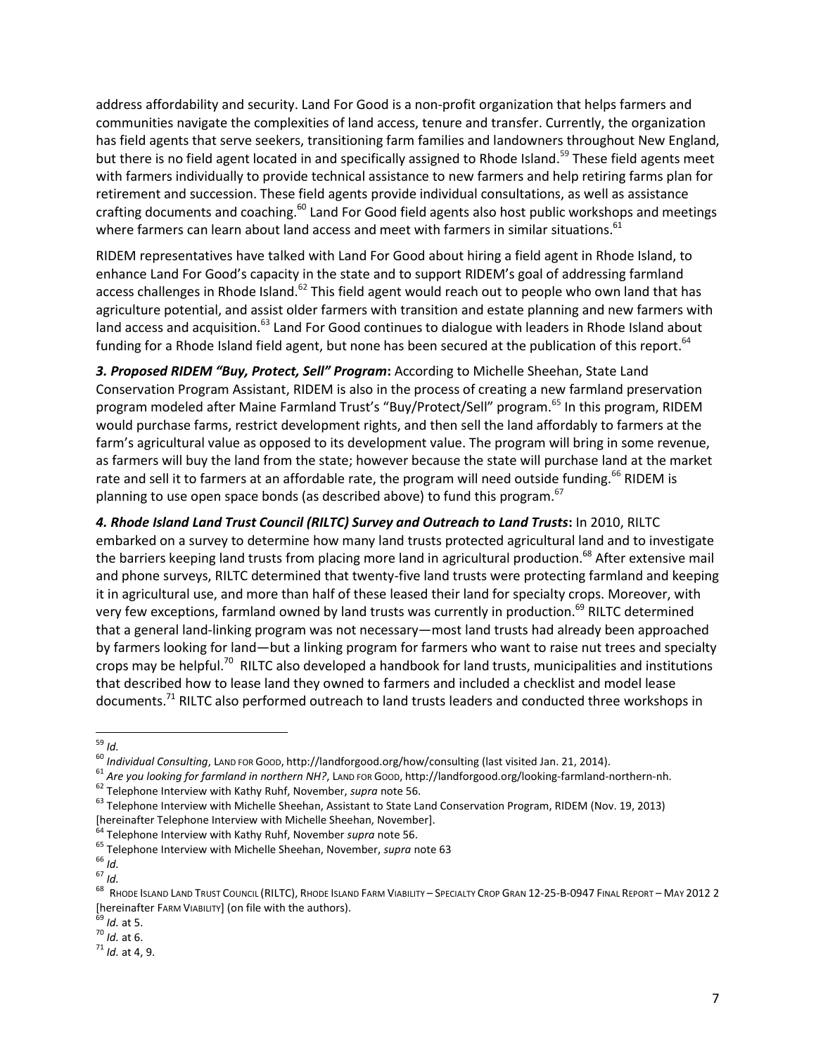address affordability and security. Land For Good is a non-profit organization that helps farmers and communities navigate the complexities of land access, tenure and transfer. Currently, the organization has field agents that serve seekers, transitioning farm families and landowners throughout New England, but there is no field agent located in and specifically assigned to Rhode Island.[59] These field agents meet with farmers individually to provide technical assistance to new farmers and help retiring farms plan for retirement and succession. These field agents provide individual consultations, as well as assistance crafting documents and coaching.[60] Land For Good field agents also host public workshops and meetings where farmers can learn about land access and meet with farmers in similar situations.[61]

RIDEM representatives have talked with Land For Good about hiring a field agent in Rhode Island, to enhance Land For Good's capacity in the state and to support RIDEM's goal of addressing farmland access challenges in Rhode Island.[62] This field agent would reach out to people who own land that has agriculture potential, and assist older farmers with transition and estate planning and new farmers with land access and acquisition.[63] Land For Good continues to dialogue with leaders in Rhode Island about funding for a Rhode Island field agent, but none has been secured at the publication of this report.[64]

***3. Proposed RIDEM "Buy, Protect, Sell" Program*:** According to Michelle Sheehan, State Land Conservation Program Assistant, RIDEM is also in the process of creating a new farmland preservation program modeled after Maine Farmland Trust's "Buy/Protect/Sell" program.[65] In this program, RIDEM would purchase farms, restrict development rights, and then sell the land affordably to farmers at the farm's agricultural value as opposed to its development value. The program will bring in some revenue, as farmers will buy the land from the state; however because the state will purchase land at the market rate and sell it to farmers at an affordable rate, the program will need outside funding.[66] RIDEM is planning to use open space bonds (as described above) to fund this program.[67]

***4. Rhode Island Land Trust Council (RILTC) Survey and Outreach to Land Trusts*:** In 2010, RILTC embarked on a survey to determine how many land trusts protected agricultural land and to investigate the barriers keeping land trusts from placing more land in agricultural production.[68] After extensive mail and phone surveys, RILTC determined that twenty-five land trusts were protecting farmland and keeping it in agricultural use, and more than half of these leased their land for specialty crops. Moreover, with very few exceptions, farmland owned by land trusts was currently in production.[69] RILTC determined that a general land-linking program was not necessary—most land trusts had already been approached by farmers looking for land—but a linking program for farmers who want to raise nut trees and specialty crops may be helpful.[70] RILTC also developed a handbook for land trusts, municipalities and institutions that described how to lease land they owned to farmers and included a checklist and model lease documents.[71] RILTC also performed outreach to land trusts leaders and conducted three workshops in

---

[59] *Id.*

[60] *Individual Consulting*, LAND FOR GOOD, http://landforgood.org/how/consulting (last visited Jan. 21, 2014).

[61] *Are you looking for farmland in northern NH?*, LAND FOR GOOD, http://landforgood.org/looking-farmland-northern-nh.

[62] Telephone Interview with Kathy Ruhf, November, *supra* note 56.

[63] Telephone Interview with Michelle Sheehan, Assistant to State Land Conservation Program, RIDEM (Nov. 19, 2013) [hereinafter Telephone Interview with Michelle Sheehan, November].

[64] Telephone Interview with Kathy Ruhf, November *supra* note 56.

[65] Telephone Interview with Michelle Sheehan, November, *supra* note 63

[66] *Id.*

[67] *Id.*

[68] RHODE ISLAND LAND TRUST COUNCIL (RILTC), RHODE ISLAND FARM VIABILITY – SPECIALTY CROP GRAN 12-25-B-0947 FINAL REPORT – MAY 2012 2 [hereinafter FARM VIABILITY] (on file with the authors).

[69] *Id.* at 5.

[70] *Id.* at 6.

[71] *Id.* at 4, 9.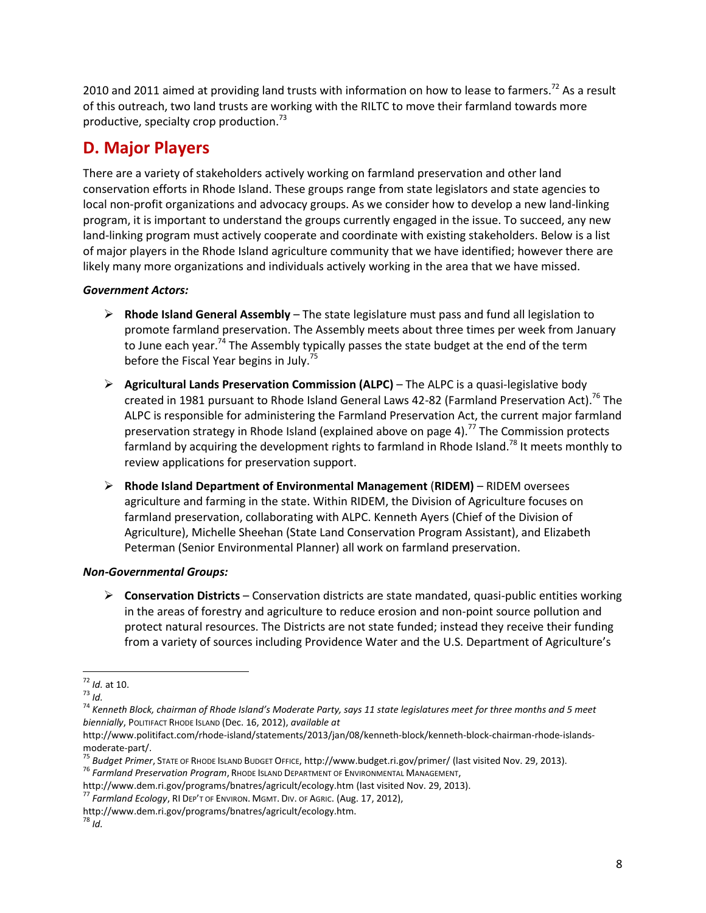2010 and 2011 aimed at providing land trusts with information on how to lease to farmers.[72] As a result of this outreach, two land trusts are working with the RILTC to move their farmland towards more productive, specialty crop production.[73]

## D. Major Players

There are a variety of stakeholders actively working on farmland preservation and other land conservation efforts in Rhode Island. These groups range from state legislators and state agencies to local non-profit organizations and advocacy groups. As we consider how to develop a new land-linking program, it is important to understand the groups currently engaged in the issue. To succeed, any new land-linking program must actively cooperate and coordinate with existing stakeholders. Below is a list of major players in the Rhode Island agriculture community that we have identified; however there are likely many more organizations and individuals actively working in the area that we have missed.

***Government Actors:***

- **Rhode Island General Assembly** – The state legislature must pass and fund all legislation to promote farmland preservation. The Assembly meets about three times per week from January to June each year.[74] The Assembly typically passes the state budget at the end of the term before the Fiscal Year begins in July.[75]
- **Agricultural Lands Preservation Commission (ALPC)** – The ALPC is a quasi-legislative body created in 1981 pursuant to Rhode Island General Laws 42-82 (Farmland Preservation Act).[76] The ALPC is responsible for administering the Farmland Preservation Act, the current major farmland preservation strategy in Rhode Island (explained above on page 4).[77] The Commission protects farmland by acquiring the development rights to farmland in Rhode Island.[78] It meets monthly to review applications for preservation support.
- **Rhode Island Department of Environmental Management** (**RIDEM)** – RIDEM oversees agriculture and farming in the state. Within RIDEM, the Division of Agriculture focuses on farmland preservation, collaborating with ALPC. Kenneth Ayers (Chief of the Division of Agriculture), Michelle Sheehan (State Land Conservation Program Assistant), and Elizabeth Peterman (Senior Environmental Planner) all work on farmland preservation.

***Non-Governmental Groups:***

- **Conservation Districts** – Conservation districts are state mandated, quasi-public entities working in the areas of forestry and agriculture to reduce erosion and non-point source pollution and protect natural resources. The Districts are not state funded; instead they receive their funding from a variety of sources including Providence Water and the U.S. Department of Agriculture's

---

[72] *Id.* at 10.

[73] *Id.*

[74] *Kenneth Block, chairman of Rhode Island's Moderate Party, says 11 state legislatures meet for three months and 5 meet biennially*, POLITIFACT RHODE ISLAND (Dec. 16, 2012), *available at* http://www.politifact.com/rhode-island/statements/2013/jan/08/kenneth-block/kenneth-block-chairman-rhode-islands-moderate-part/.

[75] *Budget Primer*, STATE OF RHODE ISLAND BUDGET OFFICE, http://www.budget.ri.gov/primer/ (last visited Nov. 29, 2013).

[76] *Farmland Preservation Program*, RHODE ISLAND DEPARTMENT OF ENVIRONMENTAL MANAGEMENT, http://www.dem.ri.gov/programs/bnatres/agricult/ecology.htm (last visited Nov. 29, 2013).

[77] *Farmland Ecology*, RI DEP'T OF ENVIRON. MGMT. DIV. OF AGRIC. (Aug. 17, 2012), http://www.dem.ri.gov/programs/bnatres/agricult/ecology.htm.

[78] *Id.*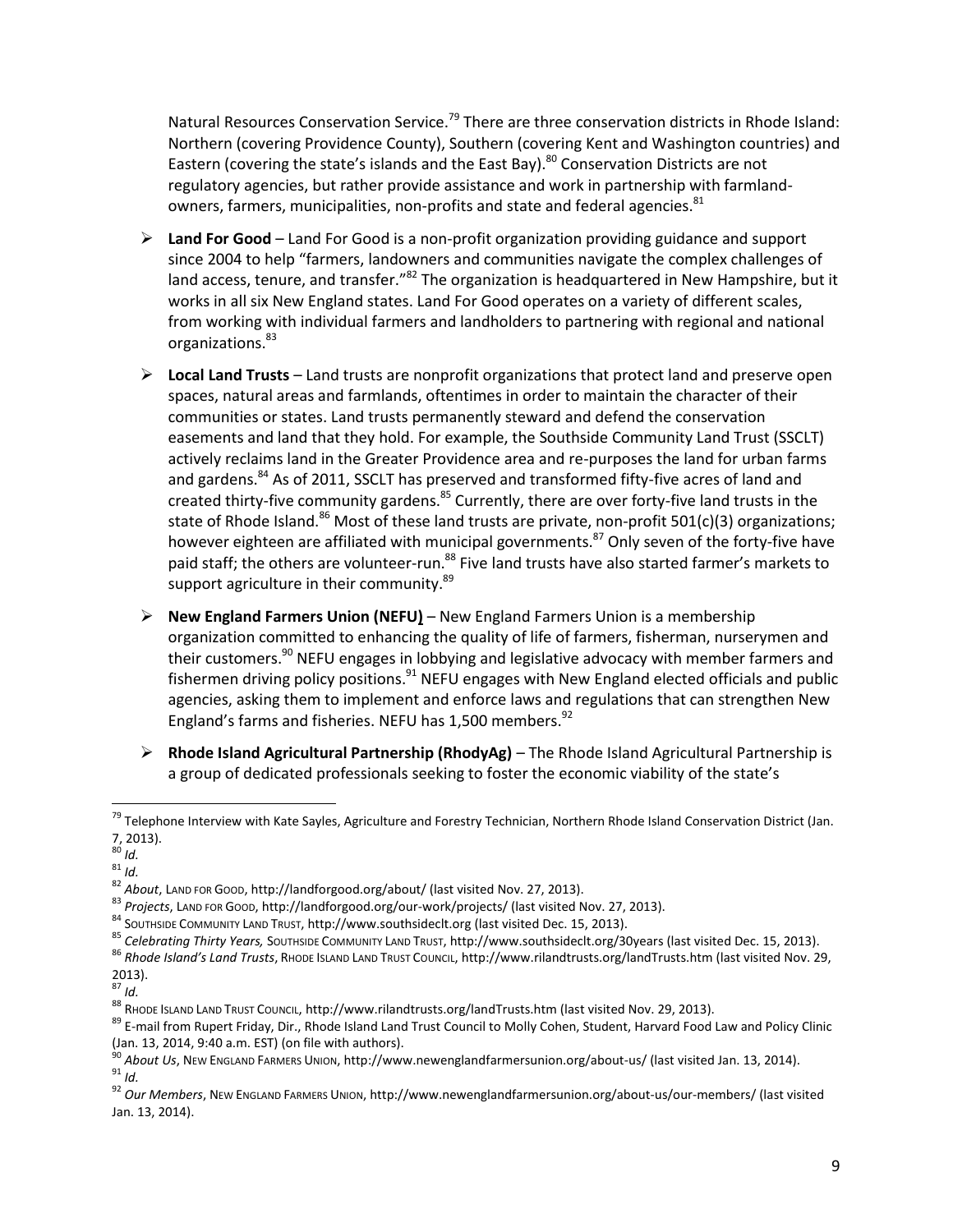Natural Resources Conservation Service.[79] There are three conservation districts in Rhode Island: Northern (covering Providence County), Southern (covering Kent and Washington countries) and Eastern (covering the state's islands and the East Bay).[80] Conservation Districts are not regulatory agencies, but rather provide assistance and work in partnership with farmland-owners, farmers, municipalities, non-profits and state and federal agencies.[81]

- **Land For Good** – Land For Good is a non-profit organization providing guidance and support since 2004 to help "farmers, landowners and communities navigate the complex challenges of land access, tenure, and transfer."[82] The organization is headquartered in New Hampshire, but it works in all six New England states. Land For Good operates on a variety of different scales, from working with individual farmers and landholders to partnering with regional and national organizations.[83]

- **Local Land Trusts** – Land trusts are nonprofit organizations that protect land and preserve open spaces, natural areas and farmlands, oftentimes in order to maintain the character of their communities or states. Land trusts permanently steward and defend the conservation easements and land that they hold. For example, the Southside Community Land Trust (SSCLT) actively reclaims land in the Greater Providence area and re-purposes the land for urban farms and gardens.[84] As of 2011, SSCLT has preserved and transformed fifty-five acres of land and created thirty-five community gardens.[85] Currently, there are over forty-five land trusts in the state of Rhode Island.[86] Most of these land trusts are private, non-profit 501(c)(3) organizations; however eighteen are affiliated with municipal governments.[87] Only seven of the forty-five have paid staff; the others are volunteer-run.[88] Five land trusts have also started farmer's markets to support agriculture in their community.[89]

- **New England Farmers Union (NEFU)** – New England Farmers Union is a membership organization committed to enhancing the quality of life of farmers, fisherman, nurserymen and their customers.[90] NEFU engages in lobbying and legislative advocacy with member farmers and fishermen driving policy positions.[91] NEFU engages with New England elected officials and public agencies, asking them to implement and enforce laws and regulations that can strengthen New England's farms and fisheries. NEFU has 1,500 members.[92]

- **Rhode Island Agricultural Partnership (RhodyAg)** – The Rhode Island Agricultural Partnership is a group of dedicated professionals seeking to foster the economic viability of the state's

---

[79] Telephone Interview with Kate Sayles, Agriculture and Forestry Technician, Northern Rhode Island Conservation District (Jan. 7, 2013).

[80] *Id.*

[81] *Id.*

[82] *About*, LAND FOR GOOD, http://landforgood.org/about/ (last visited Nov. 27, 2013).

[83] *Projects*, LAND FOR GOOD, http://landforgood.org/our-work/projects/ (last visited Nov. 27, 2013).

[84] SOUTHSIDE COMMUNITY LAND TRUST, http://www.southsideclt.org (last visited Dec. 15, 2013).

[85] *Celebrating Thirty Years,* SOUTHSIDE COMMUNITY LAND TRUST, http://www.southsideclt.org/30years (last visited Dec. 15, 2013).

[86] *Rhode Island's Land Trusts*, RHODE ISLAND LAND TRUST COUNCIL, http://www.rilandtrusts.org/landTrusts.htm (last visited Nov. 29, 2013).

[87] *Id.*

[88] RHODE ISLAND LAND TRUST COUNCIL, http://www.rilandtrusts.org/landTrusts.htm (last visited Nov. 29, 2013).

[89] E-mail from Rupert Friday, Dir., Rhode Island Land Trust Council to Molly Cohen, Student, Harvard Food Law and Policy Clinic (Jan. 13, 2014, 9:40 a.m. EST) (on file with authors).

[90] *About Us*, NEW ENGLAND FARMERS UNION, http://www.newenglandfarmersunion.org/about-us/ (last visited Jan. 13, 2014).

[91] *Id.*

[92] *Our Members*, NEW ENGLAND FARMERS UNION, http://www.newenglandfarmersunion.org/about-us/our-members/ (last visited Jan. 13, 2014).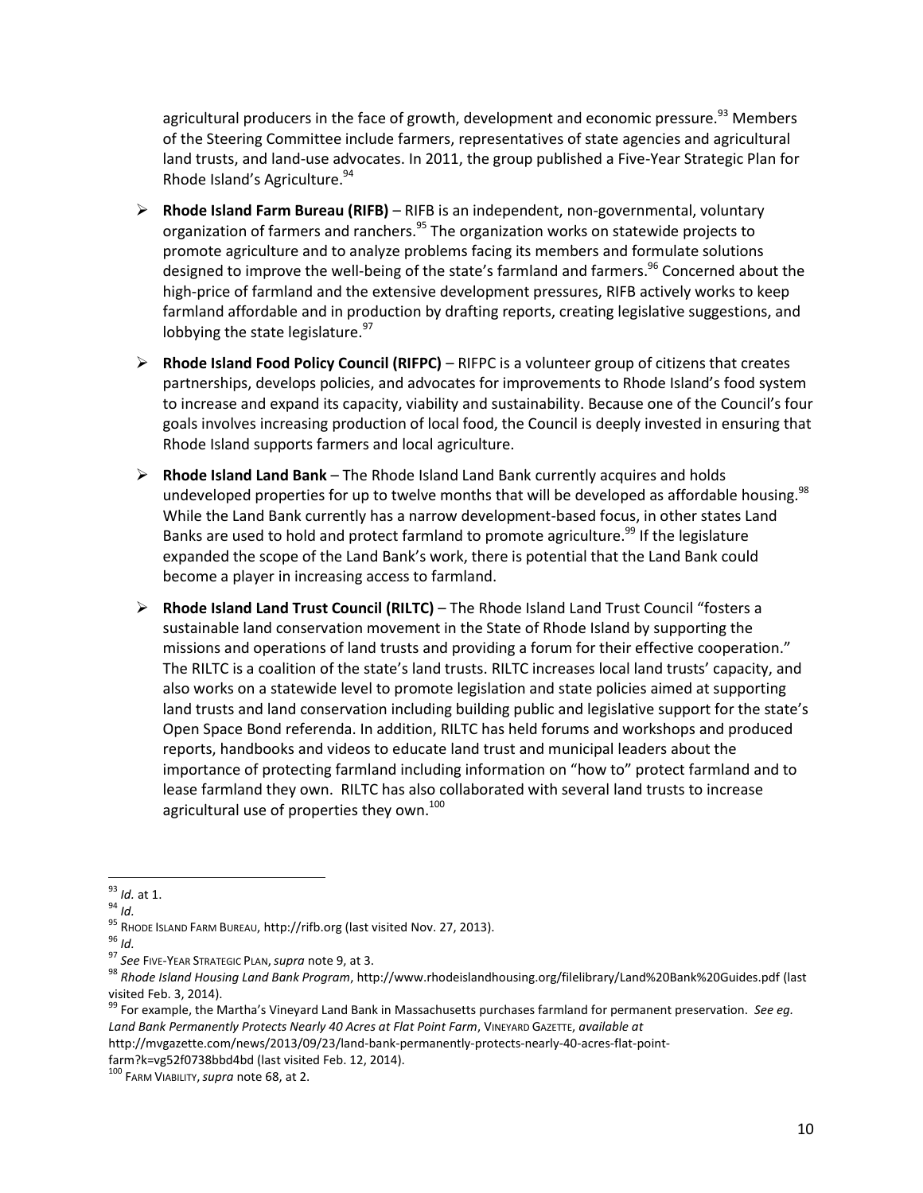agricultural producers in the face of growth, development and economic pressure.[93] Members of the Steering Committee include farmers, representatives of state agencies and agricultural land trusts, and land-use advocates. In 2011, the group published a Five-Year Strategic Plan for Rhode Island's Agriculture.[94]

- **Rhode Island Farm Bureau (RIFB)** – RIFB is an independent, non-governmental, voluntary organization of farmers and ranchers.[95] The organization works on statewide projects to promote agriculture and to analyze problems facing its members and formulate solutions designed to improve the well-being of the state's farmland and farmers.[96] Concerned about the high-price of farmland and the extensive development pressures, RIFB actively works to keep farmland affordable and in production by drafting reports, creating legislative suggestions, and lobbying the state legislature.[97]

- **Rhode Island Food Policy Council (RIFPC)** – RIFPC is a volunteer group of citizens that creates partnerships, develops policies, and advocates for improvements to Rhode Island's food system to increase and expand its capacity, viability and sustainability. Because one of the Council's four goals involves increasing production of local food, the Council is deeply invested in ensuring that Rhode Island supports farmers and local agriculture.

- **Rhode Island Land Bank** – The Rhode Island Land Bank currently acquires and holds undeveloped properties for up to twelve months that will be developed as affordable housing.[98] While the Land Bank currently has a narrow development-based focus, in other states Land Banks are used to hold and protect farmland to promote agriculture.[99] If the legislature expanded the scope of the Land Bank's work, there is potential that the Land Bank could become a player in increasing access to farmland.

- **Rhode Island Land Trust Council (RILTC)** – The Rhode Island Land Trust Council "fosters a sustainable land conservation movement in the State of Rhode Island by supporting the missions and operations of land trusts and providing a forum for their effective cooperation." The RILTC is a coalition of the state's land trusts. RILTC increases local land trusts' capacity, and also works on a statewide level to promote legislation and state policies aimed at supporting land trusts and land conservation including building public and legislative support for the state's Open Space Bond referenda. In addition, RILTC has held forums and workshops and produced reports, handbooks and videos to educate land trust and municipal leaders about the importance of protecting farmland including information on "how to" protect farmland and to lease farmland they own. RILTC has also collaborated with several land trusts to increase agricultural use of properties they own.[100]

---

[93] *Id.* at 1.

[94] *Id.*

[95] RHODE ISLAND FARM BUREAU, http://rifb.org (last visited Nov. 27, 2013).

[96] *Id.*

[97] *See* FIVE-YEAR STRATEGIC PLAN, *supra* note 9, at 3.

[98] *Rhode Island Housing Land Bank Program*, http://www.rhodeislandhousing.org/filelibrary/Land%20Bank%20Guides.pdf (last visited Feb. 3, 2014).

[99] For example, the Martha's Vineyard Land Bank in Massachusetts purchases farmland for permanent preservation. *See eg. Land Bank Permanently Protects Nearly 40 Acres at Flat Point Farm*, VINEYARD GAZETTE, *available at* http://mvgazette.com/news/2013/09/23/land-bank-permanently-protects-nearly-40-acres-flat-point-farm?k=vg52f0738bbd4bd (last visited Feb. 12, 2014).

[100] FARM VIABILITY, *supra* note 68, at 2.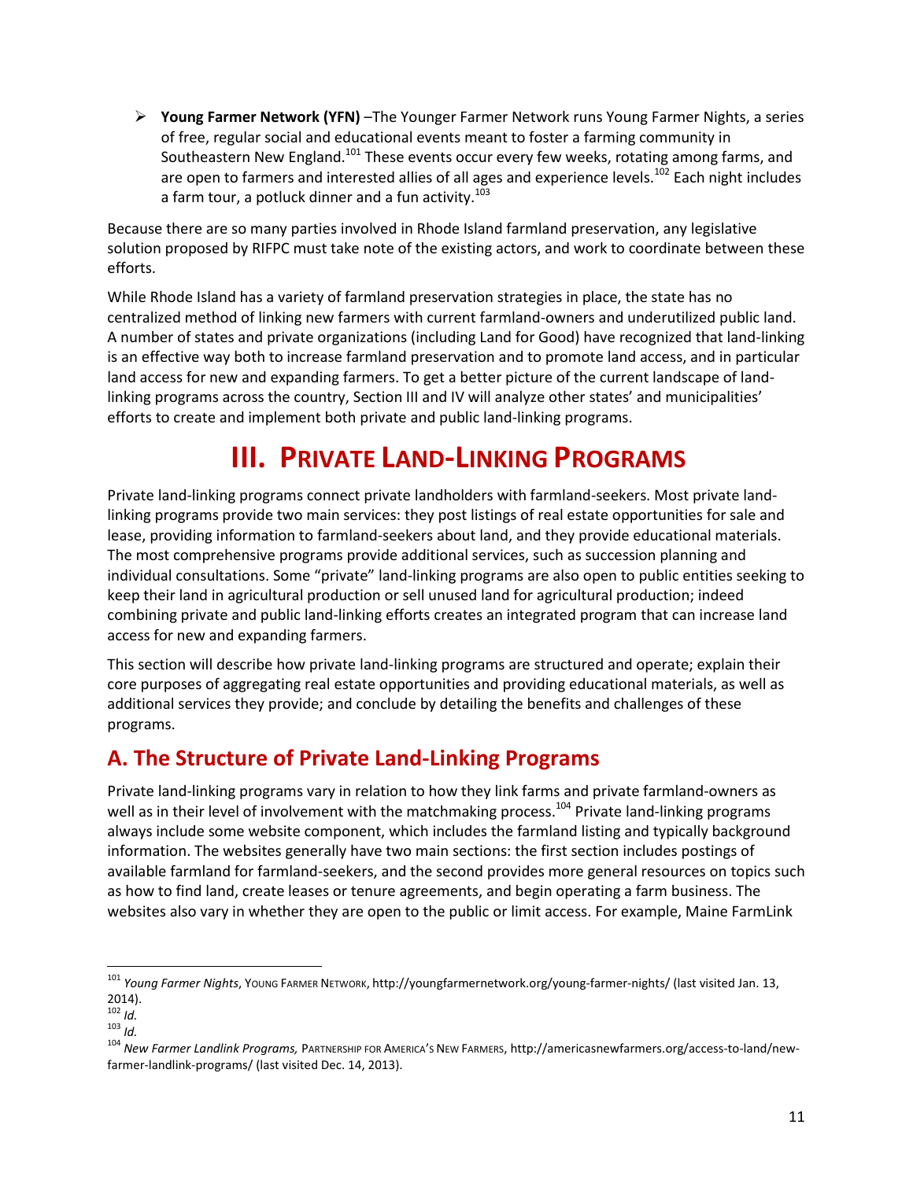- **Young Farmer Network (YFN)** –The Younger Farmer Network runs Young Farmer Nights, a series of free, regular social and educational events meant to foster a farming community in Southeastern New England.[101] These events occur every few weeks, rotating among farms, and are open to farmers and interested allies of all ages and experience levels.[102] Each night includes a farm tour, a potluck dinner and a fun activity.[103]

Because there are so many parties involved in Rhode Island farmland preservation, any legislative solution proposed by RIFPC must take note of the existing actors, and work to coordinate between these efforts.

While Rhode Island has a variety of farmland preservation strategies in place, the state has no centralized method of linking new farmers with current farmland-owners and underutilized public land. A number of states and private organizations (including Land for Good) have recognized that land-linking is an effective way both to increase farmland preservation and to promote land access, and in particular land access for new and expanding farmers. To get a better picture of the current landscape of land-linking programs across the country, Section III and IV will analyze other states' and municipalities' efforts to create and implement both private and public land-linking programs.

# III. Private Land-Linking Programs

Private land-linking programs connect private landholders with farmland-seekers. Most private land-linking programs provide two main services: they post listings of real estate opportunities for sale and lease, providing information to farmland-seekers about land, and they provide educational materials. The most comprehensive programs provide additional services, such as succession planning and individual consultations. Some "private" land-linking programs are also open to public entities seeking to keep their land in agricultural production or sell unused land for agricultural production; indeed combining private and public land-linking efforts creates an integrated program that can increase land access for new and expanding farmers.

This section will describe how private land-linking programs are structured and operate; explain their core purposes of aggregating real estate opportunities and providing educational materials, as well as additional services they provide; and conclude by detailing the benefits and challenges of these programs.

## A. The Structure of Private Land-Linking Programs

Private land-linking programs vary in relation to how they link farms and private farmland-owners as well as in their level of involvement with the matchmaking process.[104] Private land-linking programs always include some website component, which includes the farmland listing and typically background information. The websites generally have two main sections: the first section includes postings of available farmland for farmland-seekers, and the second provides more general resources on topics such as how to find land, create leases or tenure agreements, and begin operating a farm business. The websites also vary in whether they are open to the public or limit access. For example, Maine FarmLink

---

[101] *Young Farmer Nights*, Young Farmer Network, http://youngfarmernetwork.org/young-farmer-nights/ (last visited Jan. 13, 2014).

[102] *Id.*

[103] *Id.*

[104] *New Farmer Landlink Programs,* Partnership for America's New Farmers, http://americasnewfarmers.org/access-to-land/new-farmer-landlink-programs/ (last visited Dec. 14, 2013).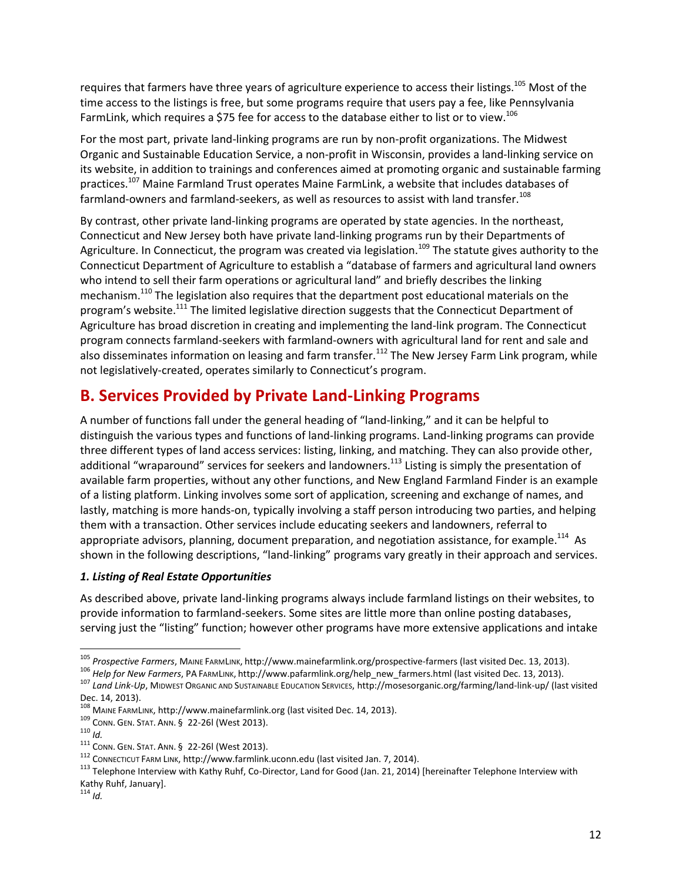requires that farmers have three years of agriculture experience to access their listings.[105] Most of the time access to the listings is free, but some programs require that users pay a fee, like Pennsylvania FarmLink, which requires a $75 fee for access to the database either to list or to view.[106]

For the most part, private land-linking programs are run by non-profit organizations. The Midwest Organic and Sustainable Education Service, a non-profit in Wisconsin, provides a land-linking service on its website, in addition to trainings and conferences aimed at promoting organic and sustainable farming practices.[107] Maine Farmland Trust operates Maine FarmLink, a website that includes databases of farmland-owners and farmland-seekers, as well as resources to assist with land transfer.[108]

By contrast, other private land-linking programs are operated by state agencies. In the northeast, Connecticut and New Jersey both have private land-linking programs run by their Departments of Agriculture. In Connecticut, the program was created via legislation.[109] The statute gives authority to the Connecticut Department of Agriculture to establish a "database of farmers and agricultural land owners who intend to sell their farm operations or agricultural land" and briefly describes the linking mechanism.[110] The legislation also requires that the department post educational materials on the program's website.[111] The limited legislative direction suggests that the Connecticut Department of Agriculture has broad discretion in creating and implementing the land-link program. The Connecticut program connects farmland-seekers with farmland-owners with agricultural land for rent and sale and also disseminates information on leasing and farm transfer.[112] The New Jersey Farm Link program, while not legislatively-created, operates similarly to Connecticut's program.

## B. Services Provided by Private Land-Linking Programs

A number of functions fall under the general heading of "land-linking," and it can be helpful to distinguish the various types and functions of land-linking programs. Land-linking programs can provide three different types of land access services: listing, linking, and matching. They can also provide other, additional "wraparound" services for seekers and landowners.[113] Listing is simply the presentation of available farm properties, without any other functions, and New England Farmland Finder is an example of a listing platform. Linking involves some sort of application, screening and exchange of names, and lastly, matching is more hands-on, typically involving a staff person introducing two parties, and helping them with a transaction. Other services include educating seekers and landowners, referral to appropriate advisors, planning, document preparation, and negotiation assistance, for example.[114] As shown in the following descriptions, "land-linking" programs vary greatly in their approach and services.

### *1. Listing of Real Estate Opportunities*

As described above, private land-linking programs always include farmland listings on their websites, to provide information to farmland-seekers. Some sites are little more than online posting databases, serving just the "listing" function; however other programs have more extensive applications and intake

---

[105] *Prospective Farmers*, MAINE FARMLINK, http://www.mainefarmlink.org/prospective-farmers (last visited Dec. 13, 2013).

[106] *Help for New Farmers*, PA FARMLINK, http://www.pafarmlink.org/help_new_farmers.html (last visited Dec. 13, 2013).

[107] *Land Link-Up*, MIDWEST ORGANIC AND SUSTAINABLE EDUCATION SERVICES, http://mosesorganic.org/farming/land-link-up/ (last visited Dec. 14, 2013).

[108] MAINE FARMLINK, http://www.mainefarmlink.org (last visited Dec. 14, 2013).

[109] CONN. GEN. STAT. ANN. § 22-26l (West 2013).

[110] *Id.*

[111] CONN. GEN. STAT. ANN. § 22-26l (West 2013).

[112] CONNECTICUT FARM LINK, http://www.farmlink.uconn.edu (last visited Jan. 7, 2014).

[113] Telephone Interview with Kathy Ruhf, Co-Director, Land for Good (Jan. 21, 2014) [hereinafter Telephone Interview with Kathy Ruhf, January].

[114] *Id.*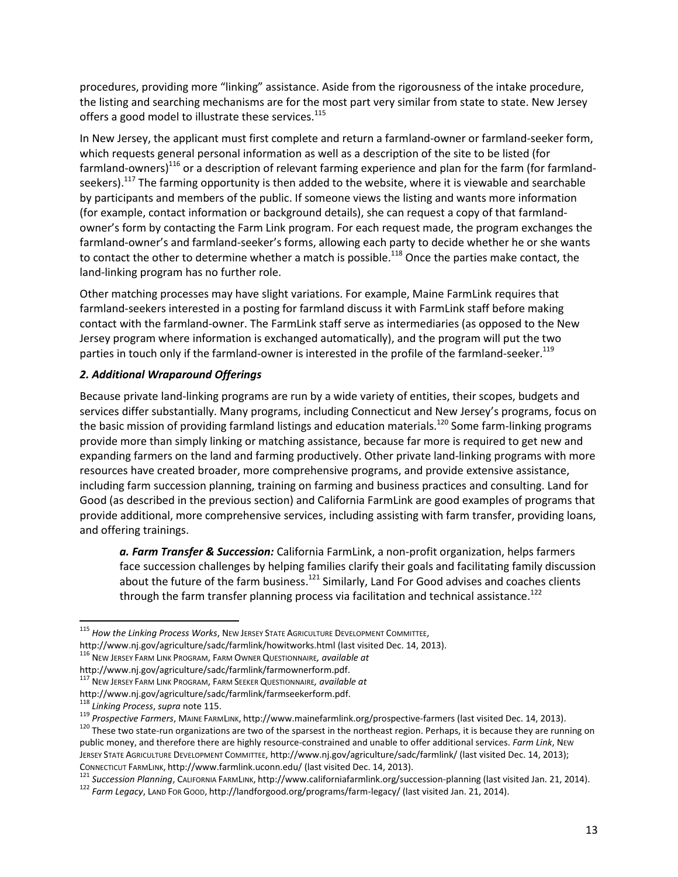procedures, providing more "linking" assistance. Aside from the rigorousness of the intake procedure, the listing and searching mechanisms are for the most part very similar from state to state. New Jersey offers a good model to illustrate these services.[115]

In New Jersey, the applicant must first complete and return a farmland-owner or farmland-seeker form, which requests general personal information as well as a description of the site to be listed (for farmland-owners)[116] or a description of relevant farming experience and plan for the farm (for farmland-seekers).[117] The farming opportunity is then added to the website, where it is viewable and searchable by participants and members of the public. If someone views the listing and wants more information (for example, contact information or background details), she can request a copy of that farmland-owner's form by contacting the Farm Link program. For each request made, the program exchanges the farmland-owner's and farmland-seeker's forms, allowing each party to decide whether he or she wants to contact the other to determine whether a match is possible.[118] Once the parties make contact, the land-linking program has no further role.

Other matching processes may have slight variations. For example, Maine FarmLink requires that farmland-seekers interested in a posting for farmland discuss it with FarmLink staff before making contact with the farmland-owner. The FarmLink staff serve as intermediaries (as opposed to the New Jersey program where information is exchanged automatically), and the program will put the two parties in touch only if the farmland-owner is interested in the profile of the farmland-seeker.[119]

### *2. Additional Wraparound Offerings*

Because private land-linking programs are run by a wide variety of entities, their scopes, budgets and services differ substantially. Many programs, including Connecticut and New Jersey's programs, focus on the basic mission of providing farmland listings and education materials.[120] Some farm-linking programs provide more than simply linking or matching assistance, because far more is required to get new and expanding farmers on the land and farming productively. Other private land-linking programs with more resources have created broader, more comprehensive programs, and provide extensive assistance, including farm succession planning, training on farming and business practices and consulting. Land for Good (as described in the previous section) and California FarmLink are good examples of programs that provide additional, more comprehensive services, including assisting with farm transfer, providing loans, and offering trainings.

> ***a. Farm Transfer & Succession:*** California FarmLink, a non-profit organization, helps farmers face succession challenges by helping families clarify their goals and facilitating family discussion about the future of the farm business.[121] Similarly, Land For Good advises and coaches clients through the farm transfer planning process via facilitation and technical assistance.[122]

---

[115] *How the Linking Process Works*, New Jersey State Agriculture Development Committee, http://www.nj.gov/agriculture/sadc/farmlink/howitworks.html (last visited Dec. 14, 2013).

[116] New Jersey Farm Link Program, Farm Owner Questionnaire, *available at* http://www.nj.gov/agriculture/sadc/farmlink/farmownerform.pdf.

[117] New Jersey Farm Link Program, Farm Seeker Questionnaire, *available at* http://www.nj.gov/agriculture/sadc/farmlink/farmseekerform.pdf.

[118] *Linking Process*, *supra* note 115.

[119] *Prospective Farmers*, Maine FarmLink, http://www.mainefarmlink.org/prospective-farmers (last visited Dec. 14, 2013).

[120] These two state-run organizations are two of the sparsest in the northeast region. Perhaps, it is because they are running on public money, and therefore there are highly resource-constrained and unable to offer additional services. *Farm Link*, New Jersey State Agriculture Development Committee, http://www.nj.gov/agriculture/sadc/farmlink/ (last visited Dec. 14, 2013); Connecticut FarmLink, http://www.farmlink.uconn.edu/ (last visited Dec. 14, 2013).

[121] *Succession Planning*, California FarmLink, http://www.californiafarmlink.org/succession-planning (last visited Jan. 21, 2014).

[122] *Farm Legacy*, Land For Good, http://landforgood.org/programs/farm-legacy/ (last visited Jan. 21, 2014).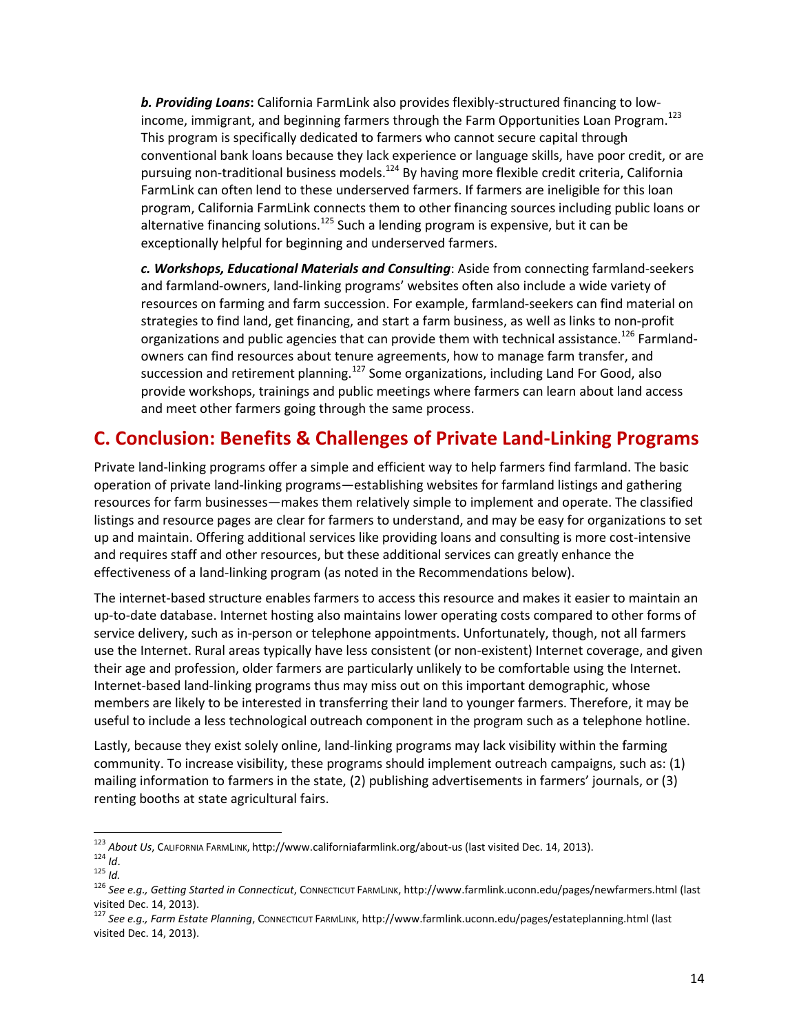***b. Providing Loans*:** California FarmLink also provides flexibly-structured financing to low-income, immigrant, and beginning farmers through the Farm Opportunities Loan Program.[123] This program is specifically dedicated to farmers who cannot secure capital through conventional bank loans because they lack experience or language skills, have poor credit, or are pursuing non-traditional business models.[124] By having more flexible credit criteria, California FarmLink can often lend to these underserved farmers. If farmers are ineligible for this loan program, California FarmLink connects them to other financing sources including public loans or alternative financing solutions.[125] Such a lending program is expensive, but it can be exceptionally helpful for beginning and underserved farmers.

***c. Workshops, Educational Materials and Consulting***: Aside from connecting farmland-seekers and farmland-owners, land-linking programs' websites often also include a wide variety of resources on farming and farm succession. For example, farmland-seekers can find material on strategies to find land, get financing, and start a farm business, as well as links to non-profit organizations and public agencies that can provide them with technical assistance.[126] Farmland-owners can find resources about tenure agreements, how to manage farm transfer, and succession and retirement planning.[127] Some organizations, including Land For Good, also provide workshops, trainings and public meetings where farmers can learn about land access and meet other farmers going through the same process.

## C. Conclusion: Benefits & Challenges of Private Land-Linking Programs

Private land-linking programs offer a simple and efficient way to help farmers find farmland. The basic operation of private land-linking programs—establishing websites for farmland listings and gathering resources for farm businesses—makes them relatively simple to implement and operate. The classified listings and resource pages are clear for farmers to understand, and may be easy for organizations to set up and maintain. Offering additional services like providing loans and consulting is more cost-intensive and requires staff and other resources, but these additional services can greatly enhance the effectiveness of a land-linking program (as noted in the Recommendations below).

The internet-based structure enables farmers to access this resource and makes it easier to maintain an up-to-date database. Internet hosting also maintains lower operating costs compared to other forms of service delivery, such as in-person or telephone appointments. Unfortunately, though, not all farmers use the Internet. Rural areas typically have less consistent (or non-existent) Internet coverage, and given their age and profession, older farmers are particularly unlikely to be comfortable using the Internet. Internet-based land-linking programs thus may miss out on this important demographic, whose members are likely to be interested in transferring their land to younger farmers. Therefore, it may be useful to include a less technological outreach component in the program such as a telephone hotline.

Lastly, because they exist solely online, land-linking programs may lack visibility within the farming community. To increase visibility, these programs should implement outreach campaigns, such as: (1) mailing information to farmers in the state, (2) publishing advertisements in farmers' journals, or (3) renting booths at state agricultural fairs.

---

[123] *About Us*, CALIFORNIA FARMLINK, http://www.californiafarmlink.org/about-us (last visited Dec. 14, 2013).

[124] *Id*.

[125] *Id.*

[126] *See e.g., Getting Started in Connecticut*, CONNECTICUT FARMLINK, http://www.farmlink.uconn.edu/pages/newfarmers.html (last visited Dec. 14, 2013).

[127] *See e.g., Farm Estate Planning*, CONNECTICUT FARMLINK, http://www.farmlink.uconn.edu/pages/estateplanning.html (last visited Dec. 14, 2013).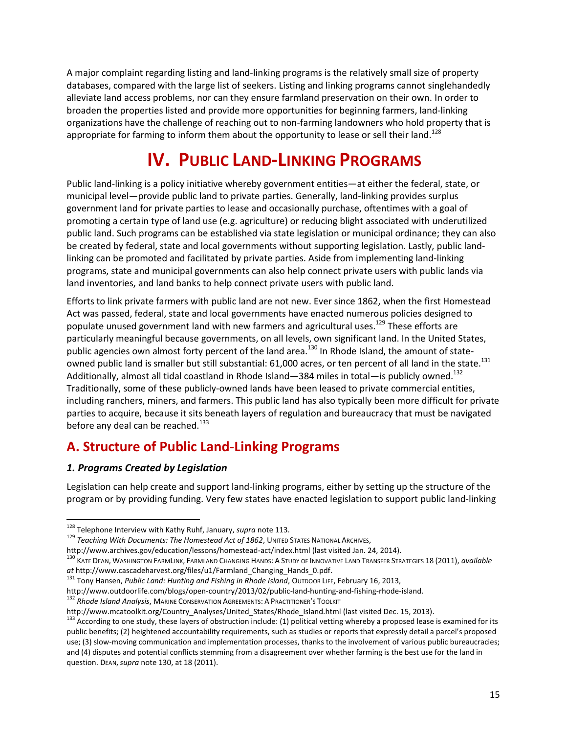A major complaint regarding listing and land-linking programs is the relatively small size of property databases, compared with the large list of seekers. Listing and linking programs cannot singlehandedly alleviate land access problems, nor can they ensure farmland preservation on their own. In order to broaden the properties listed and provide more opportunities for beginning farmers, land-linking organizations have the challenge of reaching out to non-farming landowners who hold property that is appropriate for farming to inform them about the opportunity to lease or sell their land.[128]

# IV. Public Land-Linking Programs

Public land-linking is a policy initiative whereby government entities—at either the federal, state, or municipal level—provide public land to private parties. Generally, land-linking provides surplus government land for private parties to lease and occasionally purchase, oftentimes with a goal of promoting a certain type of land use (e.g. agriculture) or reducing blight associated with underutilized public land. Such programs can be established via state legislation or municipal ordinance; they can also be created by federal, state and local governments without supporting legislation. Lastly, public land-linking can be promoted and facilitated by private parties. Aside from implementing land-linking programs, state and municipal governments can also help connect private users with public lands via land inventories, and land banks to help connect private users with public land.

Efforts to link private farmers with public land are not new. Ever since 1862, when the first Homestead Act was passed, federal, state and local governments have enacted numerous policies designed to populate unused government land with new farmers and agricultural uses.[129] These efforts are particularly meaningful because governments, on all levels, own significant land. In the United States, public agencies own almost forty percent of the land area.[130] In Rhode Island, the amount of state-owned public land is smaller but still substantial: 61,000 acres, or ten percent of all land in the state.[131] Additionally, almost all tidal coastland in Rhode Island—384 miles in total—is publicly owned.[132] Traditionally, some of these publicly-owned lands have been leased to private commercial entities, including ranchers, miners, and farmers. This public land has also typically been more difficult for private parties to acquire, because it sits beneath layers of regulation and bureaucracy that must be navigated before any deal can be reached.[133]

## A. Structure of Public Land-Linking Programs

### *1. Programs Created by Legislation*

Legislation can help create and support land-linking programs, either by setting up the structure of the program or by providing funding. Very few states have enacted legislation to support public land-linking

---

[128] Telephone Interview with Kathy Ruhf, January, *supra* note 113.

[129] *Teaching With Documents: The Homestead Act of 1862*, United States National Archives, http://www.archives.gov/education/lessons/homestead-act/index.html (last visited Jan. 24, 2014).

[130] Kate Dean, Washington FarmLink, Farmland Changing Hands: A Study of Innovative Land Transfer Strategies 18 (2011), *available at* http://www.cascadeharvest.org/files/u1/Farmland_Changing_Hands_0.pdf.

[131] Tony Hansen, *Public Land: Hunting and Fishing in Rhode Island*, Outdoor Life, February 16, 2013, http://www.outdoorlife.com/blogs/open-country/2013/02/public-land-hunting-and-fishing-rhode-island.

[132] *Rhode Island Analysis*, Marine Conservation Agreements: A Practitioner's Toolkit http://www.mcatoolkit.org/Country_Analyses/United_States/Rhode_Island.html (last visited Dec. 15, 2013).

[133] According to one study, these layers of obstruction include: (1) political vetting whereby a proposed lease is examined for its public benefits; (2) heightened accountability requirements, such as studies or reports that expressly detail a parcel's proposed use; (3) slow-moving communication and implementation processes, thanks to the involvement of various public bureaucracies; and (4) disputes and potential conflicts stemming from a disagreement over whether farming is the best use for the land in question. Dean, *supra* note 130, at 18 (2011).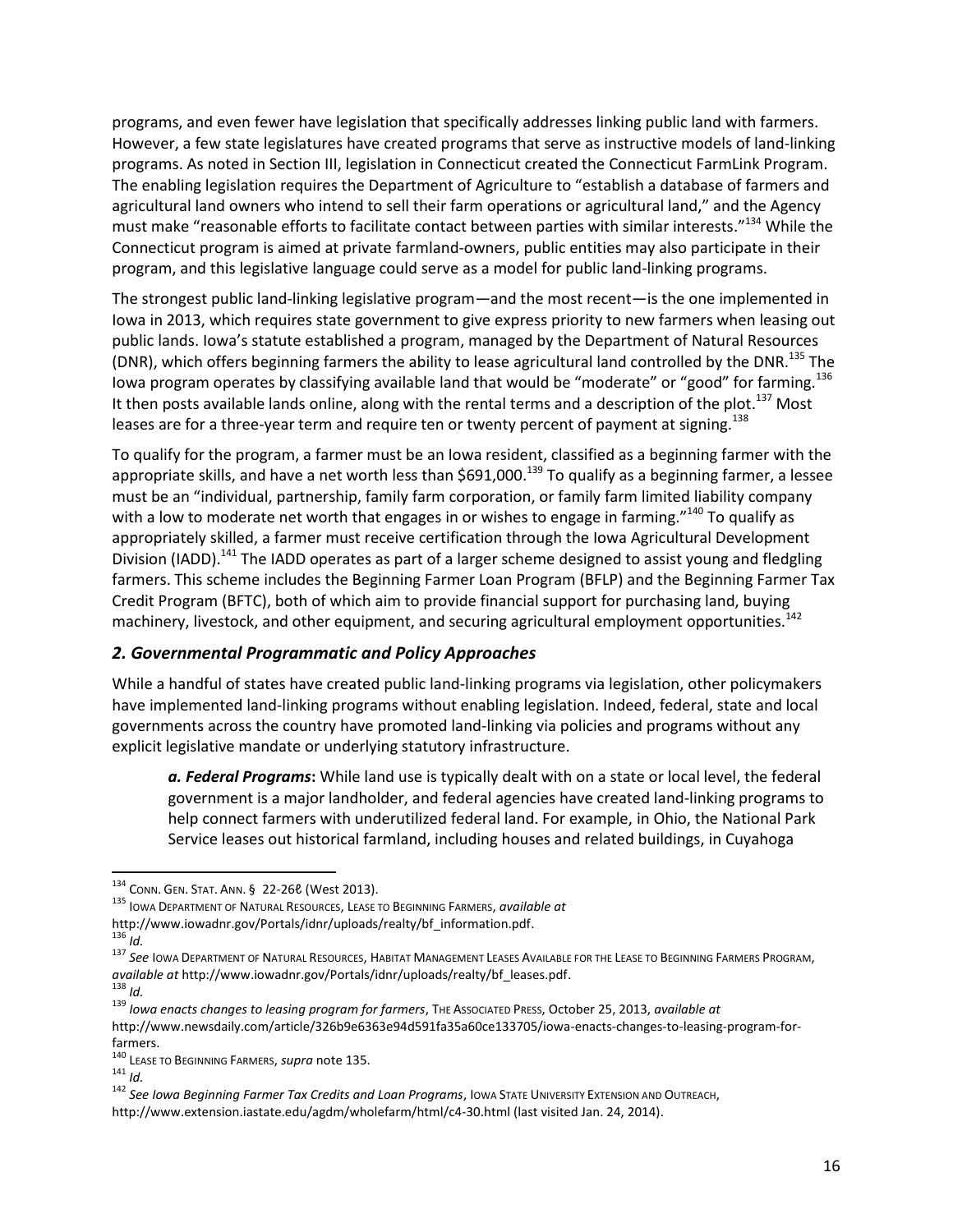programs, and even fewer have legislation that specifically addresses linking public land with farmers. However, a few state legislatures have created programs that serve as instructive models of land-linking programs. As noted in Section III, legislation in Connecticut created the Connecticut FarmLink Program. The enabling legislation requires the Department of Agriculture to "establish a database of farmers and agricultural land owners who intend to sell their farm operations or agricultural land," and the Agency must make "reasonable efforts to facilitate contact between parties with similar interests."[134] While the Connecticut program is aimed at private farmland-owners, public entities may also participate in their program, and this legislative language could serve as a model for public land-linking programs.

The strongest public land-linking legislative program—and the most recent—is the one implemented in Iowa in 2013, which requires state government to give express priority to new farmers when leasing out public lands. Iowa's statute established a program, managed by the Department of Natural Resources (DNR), which offers beginning farmers the ability to lease agricultural land controlled by the DNR.[135] The Iowa program operates by classifying available land that would be "moderate" or "good" for farming.[136] It then posts available lands online, along with the rental terms and a description of the plot.[137] Most leases are for a three-year term and require ten or twenty percent of payment at signing.[138]

To qualify for the program, a farmer must be an Iowa resident, classified as a beginning farmer with the appropriate skills, and have a net worth less than $691,000.[139] To qualify as a beginning farmer, a lessee must be an "individual, partnership, family farm corporation, or family farm limited liability company with a low to moderate net worth that engages in or wishes to engage in farming."[140] To qualify as appropriately skilled, a farmer must receive certification through the Iowa Agricultural Development Division (IADD).[141] The IADD operates as part of a larger scheme designed to assist young and fledgling farmers. This scheme includes the Beginning Farmer Loan Program (BFLP) and the Beginning Farmer Tax Credit Program (BFTC), both of which aim to provide financial support for purchasing land, buying machinery, livestock, and other equipment, and securing agricultural employment opportunities.[142]

### *2. Governmental Programmatic and Policy Approaches*

While a handful of states have created public land-linking programs via legislation, other policymakers have implemented land-linking programs without enabling legislation. Indeed, federal, state and local governments across the country have promoted land-linking via policies and programs without any explicit legislative mandate or underlying statutory infrastructure.

> ***a. Federal Programs*:** While land use is typically dealt with on a state or local level, the federal government is a major landholder, and federal agencies have created land-linking programs to help connect farmers with underutilized federal land. For example, in Ohio, the National Park Service leases out historical farmland, including houses and related buildings, in Cuyahoga

---

[134] CONN. GEN. STAT. ANN. § 22-26ℓ (West 2013).

[135] IOWA DEPARTMENT OF NATURAL RESOURCES, LEASE TO BEGINNING FARMERS, *available at* http://www.iowadnr.gov/Portals/idnr/uploads/realty/bf_information.pdf.

[136] *Id.*

[137] *See* IOWA DEPARTMENT OF NATURAL RESOURCES, HABITAT MANAGEMENT LEASES AVAILABLE FOR THE LEASE TO BEGINNING FARMERS PROGRAM, *available at* http://www.iowadnr.gov/Portals/idnr/uploads/realty/bf_leases.pdf.

[138] *Id.*

[139] *Iowa enacts changes to leasing program for farmers*, THE ASSOCIATED PRESS, October 25, 2013, *available at* http://www.newsdaily.com/article/326b9e6363e94d591fa35a60ce133705/iowa-enacts-changes-to-leasing-program-for-farmers.

[140] LEASE TO BEGINNING FARMERS, *supra* note 135.

[141] *Id.*

[142] *See Iowa Beginning Farmer Tax Credits and Loan Programs*, IOWA STATE UNIVERSITY EXTENSION AND OUTREACH, http://www.extension.iastate.edu/agdm/wholefarm/html/c4-30.html (last visited Jan. 24, 2014).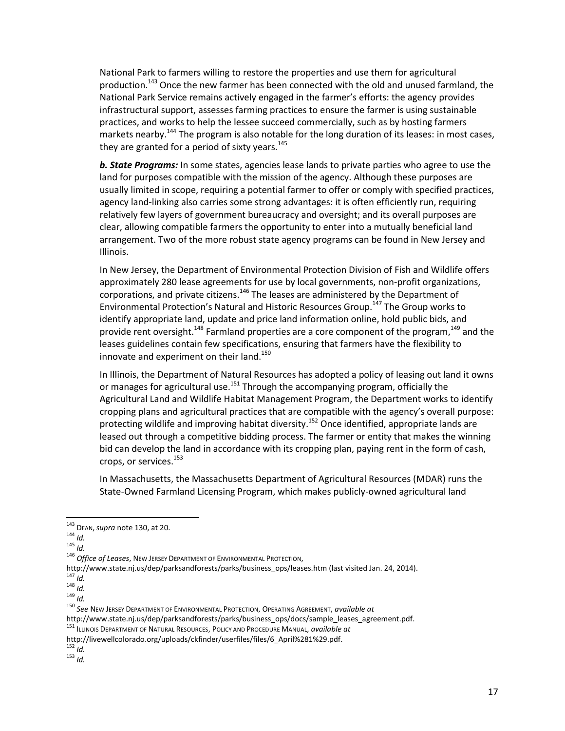National Park to farmers willing to restore the properties and use them for agricultural production.[143] Once the new farmer has been connected with the old and unused farmland, the National Park Service remains actively engaged in the farmer's efforts: the agency provides infrastructural support, assesses farming practices to ensure the farmer is using sustainable practices, and works to help the lessee succeed commercially, such as by hosting farmers markets nearby.[144] The program is also notable for the long duration of its leases: in most cases, they are granted for a period of sixty years.[145]

***b. State Programs:*** In some states, agencies lease lands to private parties who agree to use the land for purposes compatible with the mission of the agency. Although these purposes are usually limited in scope, requiring a potential farmer to offer or comply with specified practices, agency land-linking also carries some strong advantages: it is often efficiently run, requiring relatively few layers of government bureaucracy and oversight; and its overall purposes are clear, allowing compatible farmers the opportunity to enter into a mutually beneficial land arrangement. Two of the more robust state agency programs can be found in New Jersey and Illinois.

In New Jersey, the Department of Environmental Protection Division of Fish and Wildlife offers approximately 280 lease agreements for use by local governments, non-profit organizations, corporations, and private citizens.[146] The leases are administered by the Department of Environmental Protection's Natural and Historic Resources Group.[147] The Group works to identify appropriate land, update and price land information online, hold public bids, and provide rent oversight.[148] Farmland properties are a core component of the program,[149] and the leases guidelines contain few specifications, ensuring that farmers have the flexibility to innovate and experiment on their land.[150]

In Illinois, the Department of Natural Resources has adopted a policy of leasing out land it owns or manages for agricultural use.[151] Through the accompanying program, officially the Agricultural Land and Wildlife Habitat Management Program, the Department works to identify cropping plans and agricultural practices that are compatible with the agency's overall purpose: protecting wildlife and improving habitat diversity.[152] Once identified, appropriate lands are leased out through a competitive bidding process. The farmer or entity that makes the winning bid can develop the land in accordance with its cropping plan, paying rent in the form of cash, crops, or services.[153]

In Massachusetts, the Massachusetts Department of Agricultural Resources (MDAR) runs the State-Owned Farmland Licensing Program, which makes publicly-owned agricultural land

---

[143] DEAN, *supra* note 130, at 20.

[144] *Id.*

[145] *Id.*

[146] *Office of Leases*, NEW JERSEY DEPARTMENT OF ENVIRONMENTAL PROTECTION, http://www.state.nj.us/dep/parksandforests/parks/business_ops/leases.htm (last visited Jan. 24, 2014).

[147] *Id.*

[148] *Id.*

[149] *Id.*

[150] *See* NEW JERSEY DEPARTMENT OF ENVIRONMENTAL PROTECTION, OPERATING AGREEMENT, *available at* http://www.state.nj.us/dep/parksandforests/parks/business_ops/docs/sample_leases_agreement.pdf.

[151] ILLINOIS DEPARTMENT OF NATURAL RESOURCES, POLICY AND PROCEDURE MANUAL, *available at* http://livewellcolorado.org/uploads/ckfinder/userfiles/files/6_April%281%29.pdf.

[152] *Id.*

[153] *Id.*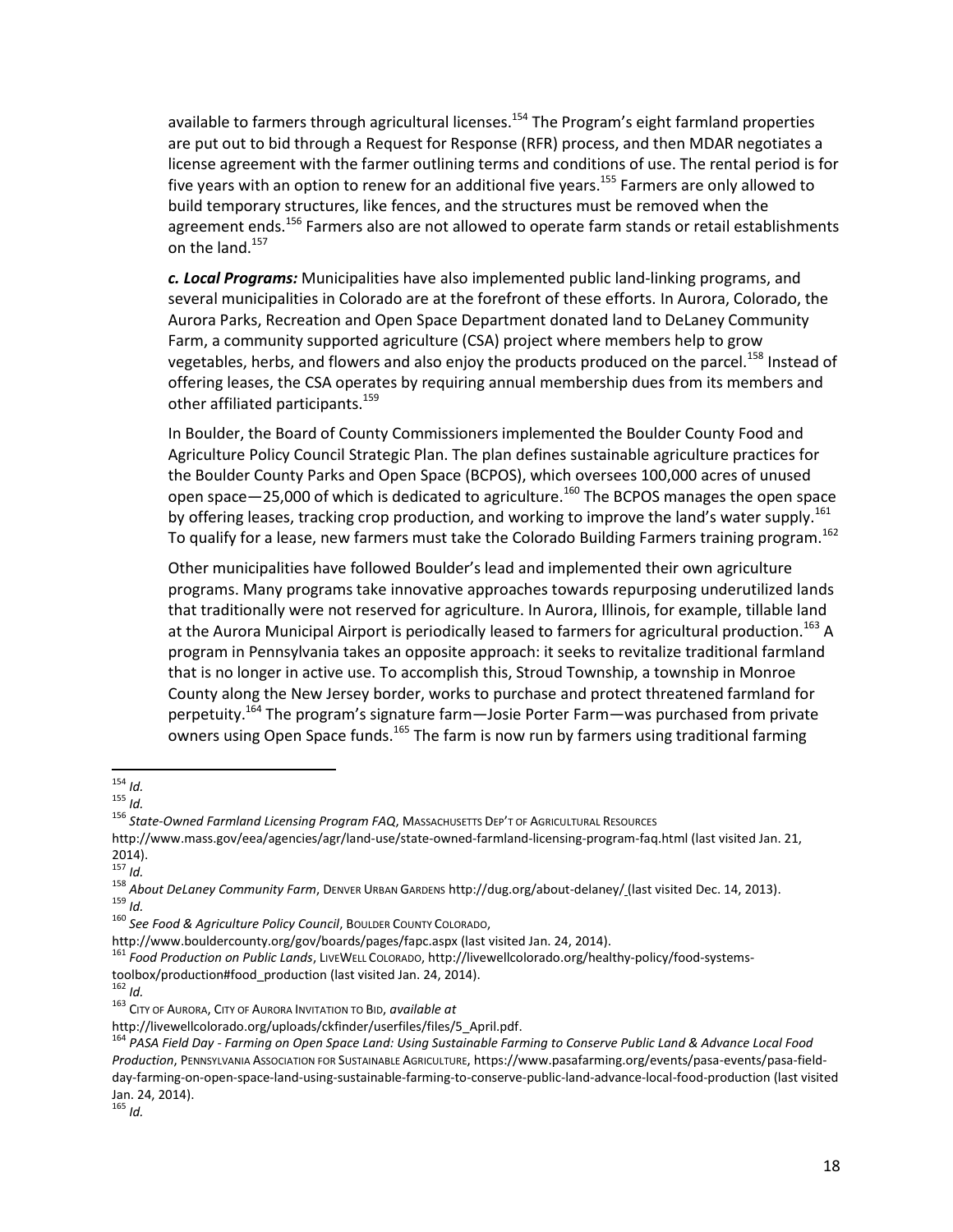available to farmers through agricultural licenses.[154] The Program's eight farmland properties are put out to bid through a Request for Response (RFR) process, and then MDAR negotiates a license agreement with the farmer outlining terms and conditions of use. The rental period is for five years with an option to renew for an additional five years.[155] Farmers are only allowed to build temporary structures, like fences, and the structures must be removed when the agreement ends.[156] Farmers also are not allowed to operate farm stands or retail establishments on the land.[157]

***c. Local Programs:*** Municipalities have also implemented public land-linking programs, and several municipalities in Colorado are at the forefront of these efforts. In Aurora, Colorado, the Aurora Parks, Recreation and Open Space Department donated land to DeLaney Community Farm, a community supported agriculture (CSA) project where members help to grow vegetables, herbs, and flowers and also enjoy the products produced on the parcel.[158] Instead of offering leases, the CSA operates by requiring annual membership dues from its members and other affiliated participants.[159]

In Boulder, the Board of County Commissioners implemented the Boulder County Food and Agriculture Policy Council Strategic Plan. The plan defines sustainable agriculture practices for the Boulder County Parks and Open Space (BCPOS), which oversees 100,000 acres of unused open space—25,000 of which is dedicated to agriculture.[160] The BCPOS manages the open space by offering leases, tracking crop production, and working to improve the land's water supply.[161] To qualify for a lease, new farmers must take the Colorado Building Farmers training program.[162]

Other municipalities have followed Boulder's lead and implemented their own agriculture programs. Many programs take innovative approaches towards repurposing underutilized lands that traditionally were not reserved for agriculture. In Aurora, Illinois, for example, tillable land at the Aurora Municipal Airport is periodically leased to farmers for agricultural production.[163] A program in Pennsylvania takes an opposite approach: it seeks to revitalize traditional farmland that is no longer in active use. To accomplish this, Stroud Township, a township in Monroe County along the New Jersey border, works to purchase and protect threatened farmland for perpetuity.[164] The program's signature farm—Josie Porter Farm—was purchased from private owners using Open Space funds.[165] The farm is now run by farmers using traditional farming

---

[154] *Id.*

[155] *Id.*

[156] *State-Owned Farmland Licensing Program FAQ*, MASSACHUSETTS DEP'T OF AGRICULTURAL RESOURCES http://www.mass.gov/eea/agencies/agr/land-use/state-owned-farmland-licensing-program-faq.html (last visited Jan. 21, 2014).

[157] *Id.*

[158] *About DeLaney Community Farm*, DENVER URBAN GARDENS http://dug.org/about-delaney/ (last visited Dec. 14, 2013).

[159] *Id.*

[160] *See Food & Agriculture Policy Council*, BOULDER COUNTY COLORADO, http://www.bouldercounty.org/gov/boards/pages/fapc.aspx (last visited Jan. 24, 2014).

[161] *Food Production on Public Lands*, LIVEWELL COLORADO, http://livewellcolorado.org/healthy-policy/food-systems-toolbox/production#food_production (last visited Jan. 24, 2014).

[162] *Id.*

[163] CITY OF AURORA, CITY OF AURORA INVITATION TO BID, *available at* http://livewellcolorado.org/uploads/ckfinder/userfiles/files/5_April.pdf.

[164] *PASA Field Day - Farming on Open Space Land: Using Sustainable Farming to Conserve Public Land & Advance Local Food Production*, PENNSYLVANIA ASSOCIATION FOR SUSTAINABLE AGRICULTURE, https://www.pasafarming.org/events/pasa-events/pasa-field-day-farming-on-open-space-land-using-sustainable-farming-to-conserve-public-land-advance-local-food-production (last visited Jan. 24, 2014).

[165] *Id.*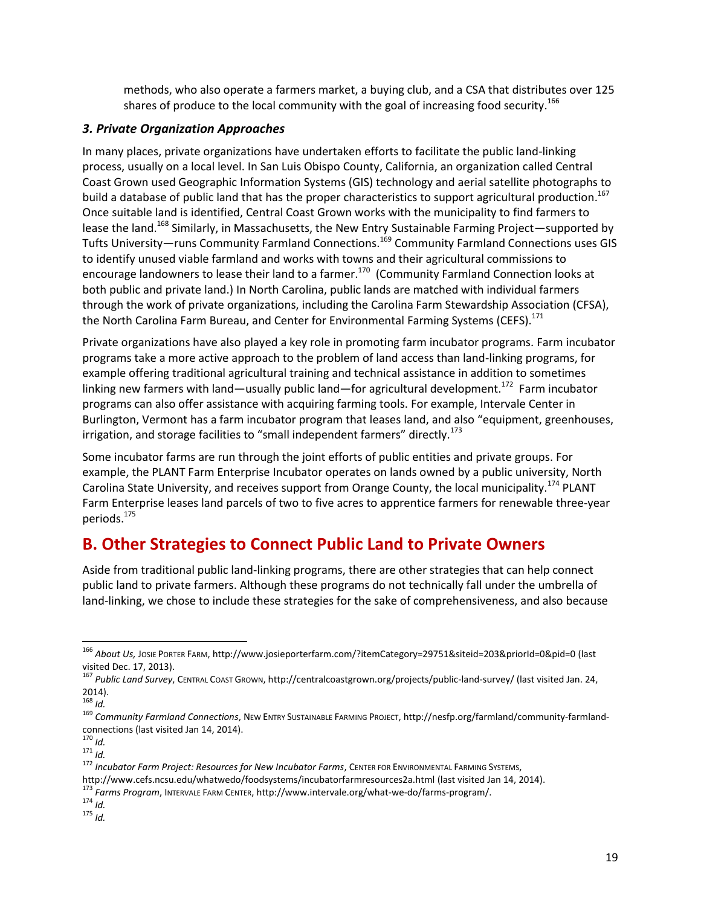methods, who also operate a farmers market, a buying club, and a CSA that distributes over 125 shares of produce to the local community with the goal of increasing food security.[166]

### *3. Private Organization Approaches*

In many places, private organizations have undertaken efforts to facilitate the public land-linking process, usually on a local level. In San Luis Obispo County, California, an organization called Central Coast Grown used Geographic Information Systems (GIS) technology and aerial satellite photographs to build a database of public land that has the proper characteristics to support agricultural production.[167] Once suitable land is identified, Central Coast Grown works with the municipality to find farmers to lease the land.[168] Similarly, in Massachusetts, the New Entry Sustainable Farming Project—supported by Tufts University—runs Community Farmland Connections.[169] Community Farmland Connections uses GIS to identify unused viable farmland and works with towns and their agricultural commissions to encourage landowners to lease their land to a farmer.[170] (Community Farmland Connection looks at both public and private land.) In North Carolina, public lands are matched with individual farmers through the work of private organizations, including the Carolina Farm Stewardship Association (CFSA), the North Carolina Farm Bureau, and Center for Environmental Farming Systems (CEFS).[171]

Private organizations have also played a key role in promoting farm incubator programs. Farm incubator programs take a more active approach to the problem of land access than land-linking programs, for example offering traditional agricultural training and technical assistance in addition to sometimes linking new farmers with land—usually public land—for agricultural development.[172] Farm incubator programs can also offer assistance with acquiring farming tools. For example, Intervale Center in Burlington, Vermont has a farm incubator program that leases land, and also "equipment, greenhouses, irrigation, and storage facilities to "small independent farmers" directly.[173]

Some incubator farms are run through the joint efforts of public entities and private groups. For example, the PLANT Farm Enterprise Incubator operates on lands owned by a public university, North Carolina State University, and receives support from Orange County, the local municipality.[174] PLANT Farm Enterprise leases land parcels of two to five acres to apprentice farmers for renewable three-year periods.[175]

## B. Other Strategies to Connect Public Land to Private Owners

Aside from traditional public land-linking programs, there are other strategies that can help connect public land to private farmers. Although these programs do not technically fall under the umbrella of land-linking, we chose to include these strategies for the sake of comprehensiveness, and also because

---

[166] *About Us,* Josie Porter Farm, http://www.josieporterfarm.com/?itemCategory=29751&siteid=203&priorId=0&pid=0 (last visited Dec. 17, 2013).

[167] *Public Land Survey*, Central Coast Grown, http://centralcoastgrown.org/projects/public-land-survey/ (last visited Jan. 24, 2014).

[168] *Id.*

[169] *Community Farmland Connections*, New Entry Sustainable Farming Project, http://nesfp.org/farmland/community-farmland-connections (last visited Jan 14, 2014).

[170] *Id.*

[171] *Id.*

[172] *Incubator Farm Project: Resources for New Incubator Farms*, Center for Environmental Farming Systems, http://www.cefs.ncsu.edu/whatwedo/foodsystems/incubatorfarmresources2a.html (last visited Jan 14, 2014).

[173] *Farms Program*, Intervale Farm Center, http://www.intervale.org/what-we-do/farms-program/.

[174] *Id.*

[175] *Id.*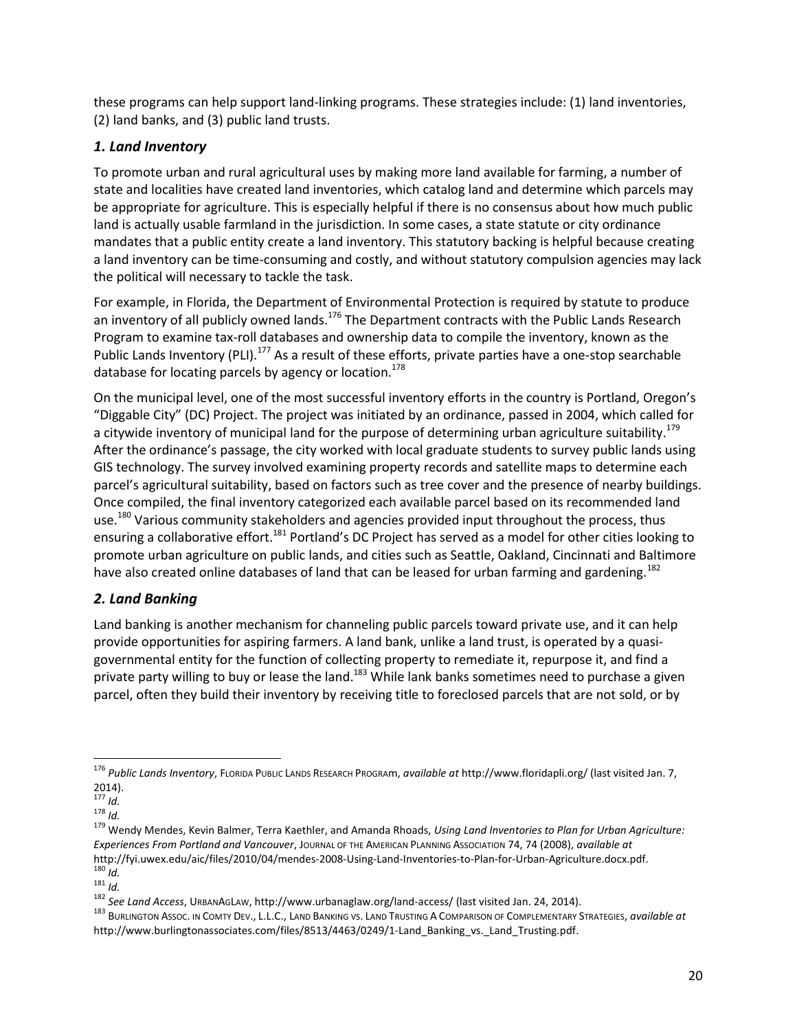these programs can help support land-linking programs. These strategies include: (1) land inventories, (2) land banks, and (3) public land trusts.

### *1. Land Inventory*

To promote urban and rural agricultural uses by making more land available for farming, a number of state and localities have created land inventories, which catalog land and determine which parcels may be appropriate for agriculture. This is especially helpful if there is no consensus about how much public land is actually usable farmland in the jurisdiction. In some cases, a state statute or city ordinance mandates that a public entity create a land inventory. This statutory backing is helpful because creating a land inventory can be time-consuming and costly, and without statutory compulsion agencies may lack the political will necessary to tackle the task.

For example, in Florida, the Department of Environmental Protection is required by statute to produce an inventory of all publicly owned lands.[176] The Department contracts with the Public Lands Research Program to examine tax-roll databases and ownership data to compile the inventory, known as the Public Lands Inventory (PLI).[177] As a result of these efforts, private parties have a one-stop searchable database for locating parcels by agency or location.[178]

On the municipal level, one of the most successful inventory efforts in the country is Portland, Oregon's "Diggable City" (DC) Project. The project was initiated by an ordinance, passed in 2004, which called for a citywide inventory of municipal land for the purpose of determining urban agriculture suitability.[179] After the ordinance's passage, the city worked with local graduate students to survey public lands using GIS technology. The survey involved examining property records and satellite maps to determine each parcel's agricultural suitability, based on factors such as tree cover and the presence of nearby buildings. Once compiled, the final inventory categorized each available parcel based on its recommended land use.[180] Various community stakeholders and agencies provided input throughout the process, thus ensuring a collaborative effort.[181] Portland's DC Project has served as a model for other cities looking to promote urban agriculture on public lands, and cities such as Seattle, Oakland, Cincinnati and Baltimore have also created online databases of land that can be leased for urban farming and gardening.[182]

### *2. Land Banking*

Land banking is another mechanism for channeling public parcels toward private use, and it can help provide opportunities for aspiring farmers. A land bank, unlike a land trust, is operated by a quasi-governmental entity for the function of collecting property to remediate it, repurpose it, and find a private party willing to buy or lease the land.[183] While lank banks sometimes need to purchase a given parcel, often they build their inventory by receiving title to foreclosed parcels that are not sold, or by

---

[176] *Public Lands Inventory*, FLORIDA PUBLIC LANDS RESEARCH PROGRAM, *available at* http://www.floridapli.org/ (last visited Jan. 7, 2014).

[177] *Id.*

[178] *Id.*

[179] Wendy Mendes, Kevin Balmer, Terra Kaethler, and Amanda Rhoads, *Using Land Inventories to Plan for Urban Agriculture: Experiences From Portland and Vancouver*, JOURNAL OF THE AMERICAN PLANNING ASSOCIATION 74, 74 (2008), *available at* http://fyi.uwex.edu/aic/files/2010/04/mendes-2008-Using-Land-Inventories-to-Plan-for-Urban-Agriculture.docx.pdf.

[180] *Id.*

[181] *Id.*

[182] *See Land Access*, URBANAGLAW, http://www.urbanaglaw.org/land-access/ (last visited Jan. 24, 2014).

[183] BURLINGTON ASSOC. IN COMTY DEV., L.L.C., LAND BANKING VS. LAND TRUSTING A COMPARISON OF COMPLEMENTARY STRATEGIES, *available at* http://www.burlingtonassociates.com/files/8513/4463/0249/1-Land_Banking_vs._Land_Trusting.pdf.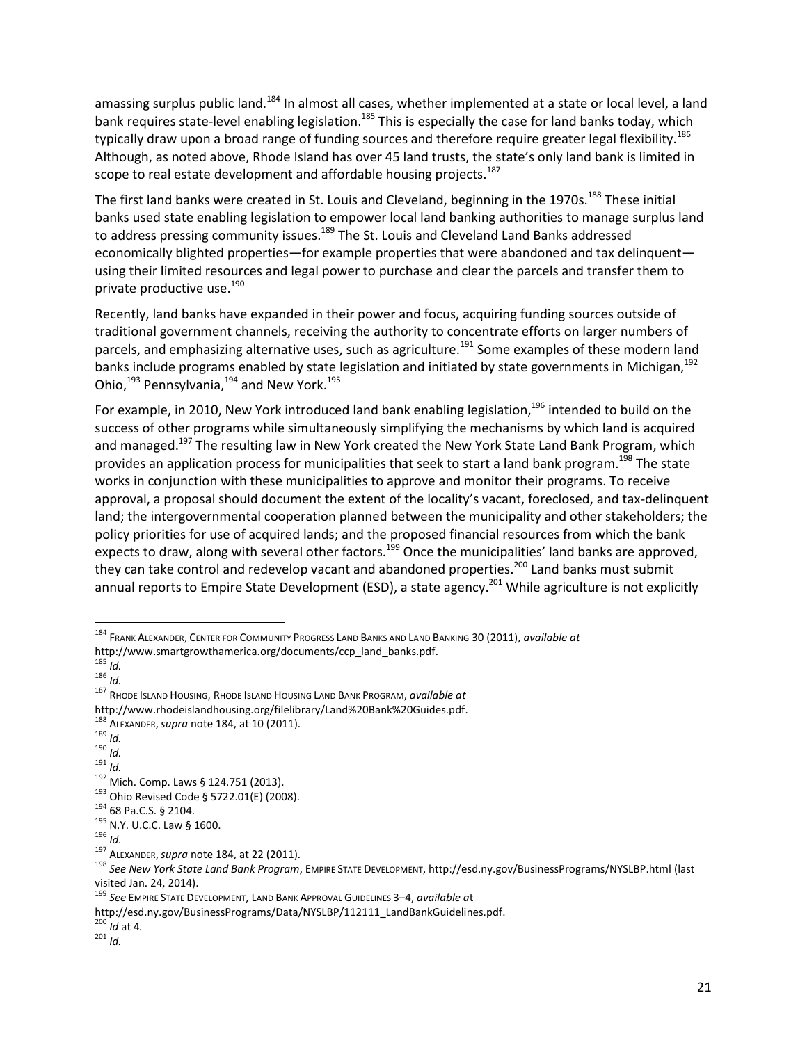amassing surplus public land.[184] In almost all cases, whether implemented at a state or local level, a land bank requires state-level enabling legislation.[185] This is especially the case for land banks today, which typically draw upon a broad range of funding sources and therefore require greater legal flexibility.[186] Although, as noted above, Rhode Island has over 45 land trusts, the state's only land bank is limited in scope to real estate development and affordable housing projects.[187]

The first land banks were created in St. Louis and Cleveland, beginning in the 1970s.[188] These initial banks used state enabling legislation to empower local land banking authorities to manage surplus land to address pressing community issues.[189] The St. Louis and Cleveland Land Banks addressed economically blighted properties—for example properties that were abandoned and tax delinquent—using their limited resources and legal power to purchase and clear the parcels and transfer them to private productive use.[190]

Recently, land banks have expanded in their power and focus, acquiring funding sources outside of traditional government channels, receiving the authority to concentrate efforts on larger numbers of parcels, and emphasizing alternative uses, such as agriculture.[191] Some examples of these modern land banks include programs enabled by state legislation and initiated by state governments in Michigan,[192] Ohio,[193] Pennsylvania,[194] and New York.[195]

For example, in 2010, New York introduced land bank enabling legislation,[196] intended to build on the success of other programs while simultaneously simplifying the mechanisms by which land is acquired and managed.[197] The resulting law in New York created the New York State Land Bank Program, which provides an application process for municipalities that seek to start a land bank program.[198] The state works in conjunction with these municipalities to approve and monitor their programs. To receive approval, a proposal should document the extent of the locality's vacant, foreclosed, and tax-delinquent land; the intergovernmental cooperation planned between the municipality and other stakeholders; the policy priorities for use of acquired lands; and the proposed financial resources from which the bank expects to draw, along with several other factors.[199] Once the municipalities' land banks are approved, they can take control and redevelop vacant and abandoned properties.[200] Land banks must submit annual reports to Empire State Development (ESD), a state agency.[201] While agriculture is not explicitly

---

[184] FRANK ALEXANDER, CENTER FOR COMMUNITY PROGRESS LAND BANKS AND LAND BANKING 30 (2011), *available at* http://www.smartgrowthamerica.org/documents/ccp_land_banks.pdf.

[185] *Id.*

[186] *Id.*

[187] RHODE ISLAND HOUSING, RHODE ISLAND HOUSING LAND BANK PROGRAM, *available at* http://www.rhodeislandhousing.org/filelibrary/Land%20Bank%20Guides.pdf.

[188] ALEXANDER, *supra* note 184, at 10 (2011).

[189] *Id.*

[190] *Id.*

[191] *Id.*

[192] Mich. Comp. Laws § 124.751 (2013).

[193] Ohio Revised Code § 5722.01(E) (2008).

[194] 68 Pa.C.S. § 2104.

[195] N.Y. U.C.C. Law § 1600.

[196] *Id.*

[197] ALEXANDER, *supra* note 184, at 22 (2011).

[198] *See New York State Land Bank Program*, EMPIRE STATE DEVELOPMENT, http://esd.ny.gov/BusinessPrograms/NYSLBP.html (last visited Jan. 24, 2014).

[199] *See* EMPIRE STATE DEVELOPMENT, LAND BANK APPROVAL GUIDELINES 3–4, *available a*t http://esd.ny.gov/BusinessPrograms/Data/NYSLBP/112111_LandBankGuidelines.pdf.

[200] *Id* at 4.

[201] *Id.*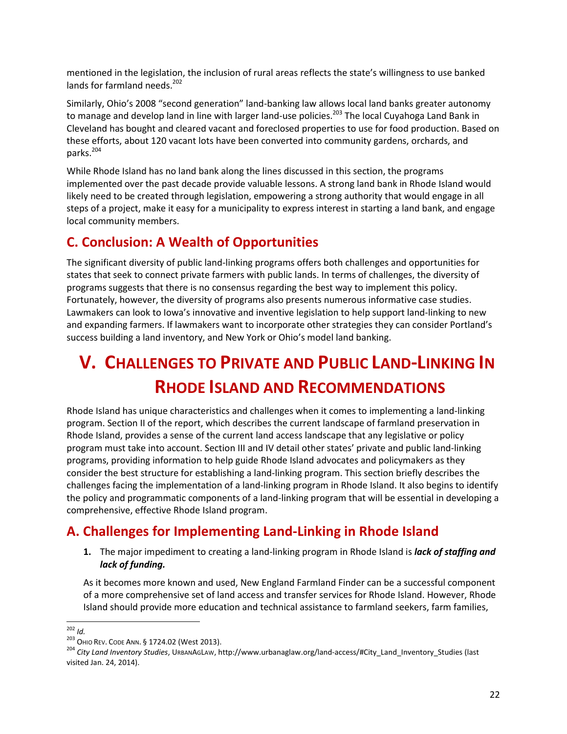mentioned in the legislation, the inclusion of rural areas reflects the state's willingness to use banked lands for farmland needs.[202]

Similarly, Ohio's 2008 "second generation" land-banking law allows local land banks greater autonomy to manage and develop land in line with larger land-use policies.[203] The local Cuyahoga Land Bank in Cleveland has bought and cleared vacant and foreclosed properties to use for food production. Based on these efforts, about 120 vacant lots have been converted into community gardens, orchards, and parks.[204]

While Rhode Island has no land bank along the lines discussed in this section, the programs implemented over the past decade provide valuable lessons. A strong land bank in Rhode Island would likely need to be created through legislation, empowering a strong authority that would engage in all steps of a project, make it easy for a municipality to express interest in starting a land bank, and engage local community members.

## C. Conclusion: A Wealth of Opportunities

The significant diversity of public land-linking programs offers both challenges and opportunities for states that seek to connect private farmers with public lands. In terms of challenges, the diversity of programs suggests that there is no consensus regarding the best way to implement this policy. Fortunately, however, the diversity of programs also presents numerous informative case studies. Lawmakers can look to Iowa's innovative and inventive legislation to help support land-linking to new and expanding farmers. If lawmakers want to incorporate other strategies they can consider Portland's success building a land inventory, and New York or Ohio's model land banking.

# V. Challenges to Private and Public Land-Linking In Rhode Island and Recommendations

Rhode Island has unique characteristics and challenges when it comes to implementing a land-linking program. Section II of the report, which describes the current landscape of farmland preservation in Rhode Island, provides a sense of the current land access landscape that any legislative or policy program must take into account. Section III and IV detail other states' private and public land-linking programs, providing information to help guide Rhode Island advocates and policymakers as they consider the best structure for establishing a land-linking program. This section briefly describes the challenges facing the implementation of a land-linking program in Rhode Island. It also begins to identify the policy and programmatic components of a land-linking program that will be essential in developing a comprehensive, effective Rhode Island program.

## A. Challenges for Implementing Land-Linking in Rhode Island

1. The major impediment to creating a land-linking program in Rhode Island is ***lack of staffing and lack of funding.***

As it becomes more known and used, New England Farmland Finder can be a successful component of a more comprehensive set of land access and transfer services for Rhode Island. However, Rhode Island should provide more education and technical assistance to farmland seekers, farm families,

---

[202] *Id.*

[203] Ohio Rev. Code Ann. § 1724.02 (West 2013).

[204] *City Land Inventory Studies*, UrbanAgLaw, http://www.urbanaglaw.org/land-access/#City_Land_Inventory_Studies (last visited Jan. 24, 2014).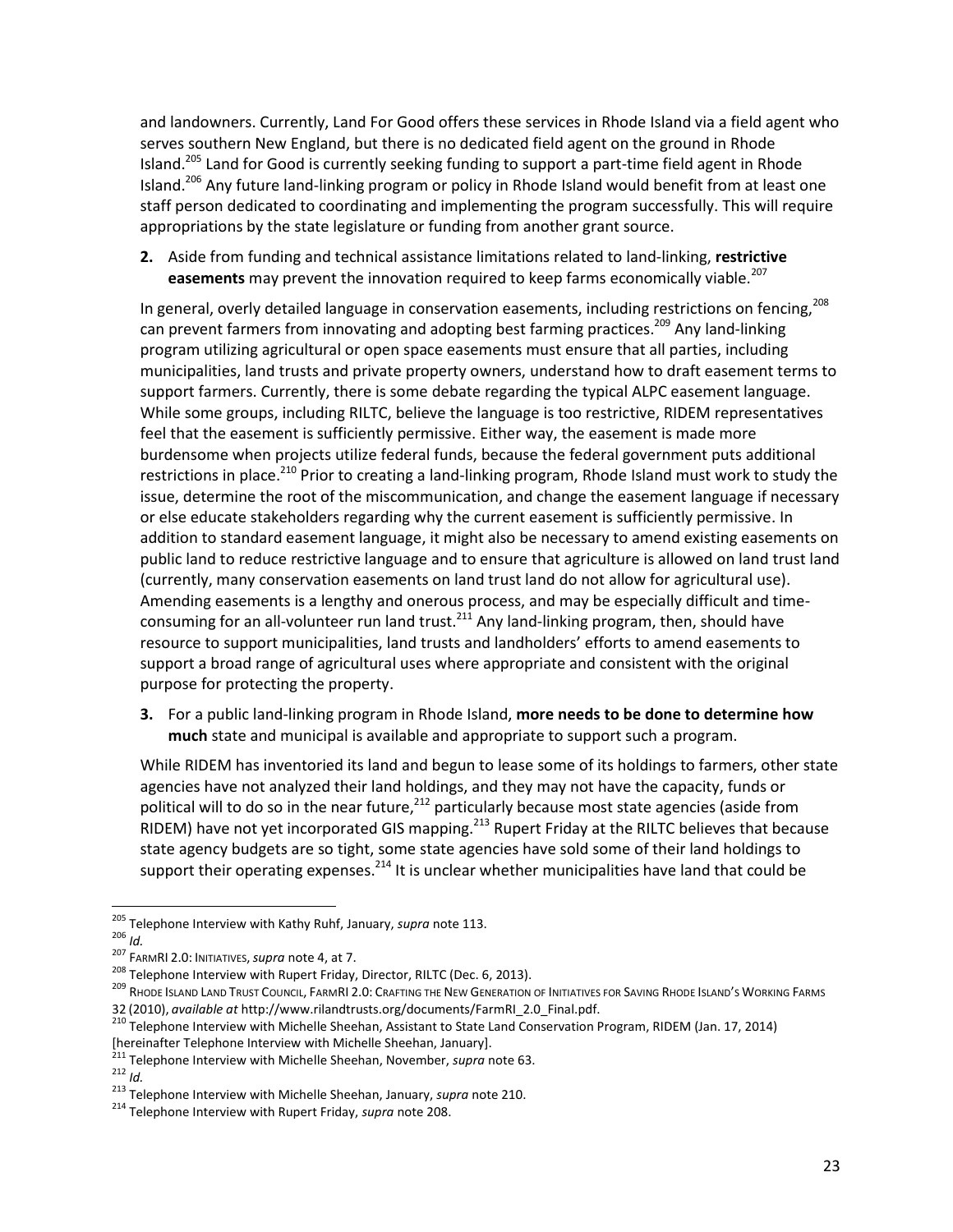and landowners. Currently, Land For Good offers these services in Rhode Island via a field agent who serves southern New England, but there is no dedicated field agent on the ground in Rhode Island.[205] Land for Good is currently seeking funding to support a part-time field agent in Rhode Island.[206] Any future land-linking program or policy in Rhode Island would benefit from at least one staff person dedicated to coordinating and implementing the program successfully. This will require appropriations by the state legislature or funding from another grant source.

2. Aside from funding and technical assistance limitations related to land-linking, **restrictive easements** may prevent the innovation required to keep farms economically viable.[207]

In general, overly detailed language in conservation easements, including restrictions on fencing,[208] can prevent farmers from innovating and adopting best farming practices.[209] Any land-linking program utilizing agricultural or open space easements must ensure that all parties, including municipalities, land trusts and private property owners, understand how to draft easement terms to support farmers. Currently, there is some debate regarding the typical ALPC easement language. While some groups, including RILTC, believe the language is too restrictive, RIDEM representatives feel that the easement is sufficiently permissive. Either way, the easement is made more burdensome when projects utilize federal funds, because the federal government puts additional restrictions in place.[210] Prior to creating a land-linking program, Rhode Island must work to study the issue, determine the root of the miscommunication, and change the easement language if necessary or else educate stakeholders regarding why the current easement is sufficiently permissive. In addition to standard easement language, it might also be necessary to amend existing easements on public land to reduce restrictive language and to ensure that agriculture is allowed on land trust land (currently, many conservation easements on land trust land do not allow for agricultural use). Amending easements is a lengthy and onerous process, and may be especially difficult and time-consuming for an all-volunteer run land trust.[211] Any land-linking program, then, should have resource to support municipalities, land trusts and landholders' efforts to amend easements to support a broad range of agricultural uses where appropriate and consistent with the original purpose for protecting the property.

3. For a public land-linking program in Rhode Island, **more needs to be done to determine how much** state and municipal is available and appropriate to support such a program.

While RIDEM has inventoried its land and begun to lease some of its holdings to farmers, other state agencies have not analyzed their land holdings, and they may not have the capacity, funds or political will to do so in the near future,[212] particularly because most state agencies (aside from RIDEM) have not yet incorporated GIS mapping.[213] Rupert Friday at the RILTC believes that because state agency budgets are so tight, some state agencies have sold some of their land holdings to support their operating expenses.[214] It is unclear whether municipalities have land that could be

---

[205] Telephone Interview with Kathy Ruhf, January, *supra* note 113.

[206] *Id.*

[207] FARMRI 2.0: INITIATIVES, *supra* note 4, at 7.

[208] Telephone Interview with Rupert Friday, Director, RILTC (Dec. 6, 2013).

[209] RHODE ISLAND LAND TRUST COUNCIL, FARMRI 2.0: CRAFTING THE NEW GENERATION OF INITIATIVES FOR SAVING RHODE ISLAND'S WORKING FARMS 32 (2010), *available at* http://www.rilandtrusts.org/documents/FarmRI_2.0_Final.pdf.

[210] Telephone Interview with Michelle Sheehan, Assistant to State Land Conservation Program, RIDEM (Jan. 17, 2014) [hereinafter Telephone Interview with Michelle Sheehan, January].

[211] Telephone Interview with Michelle Sheehan, November, *supra* note 63.

[212] *Id.*

[213] Telephone Interview with Michelle Sheehan, January, *supra* note 210.

[214] Telephone Interview with Rupert Friday, *supra* note 208.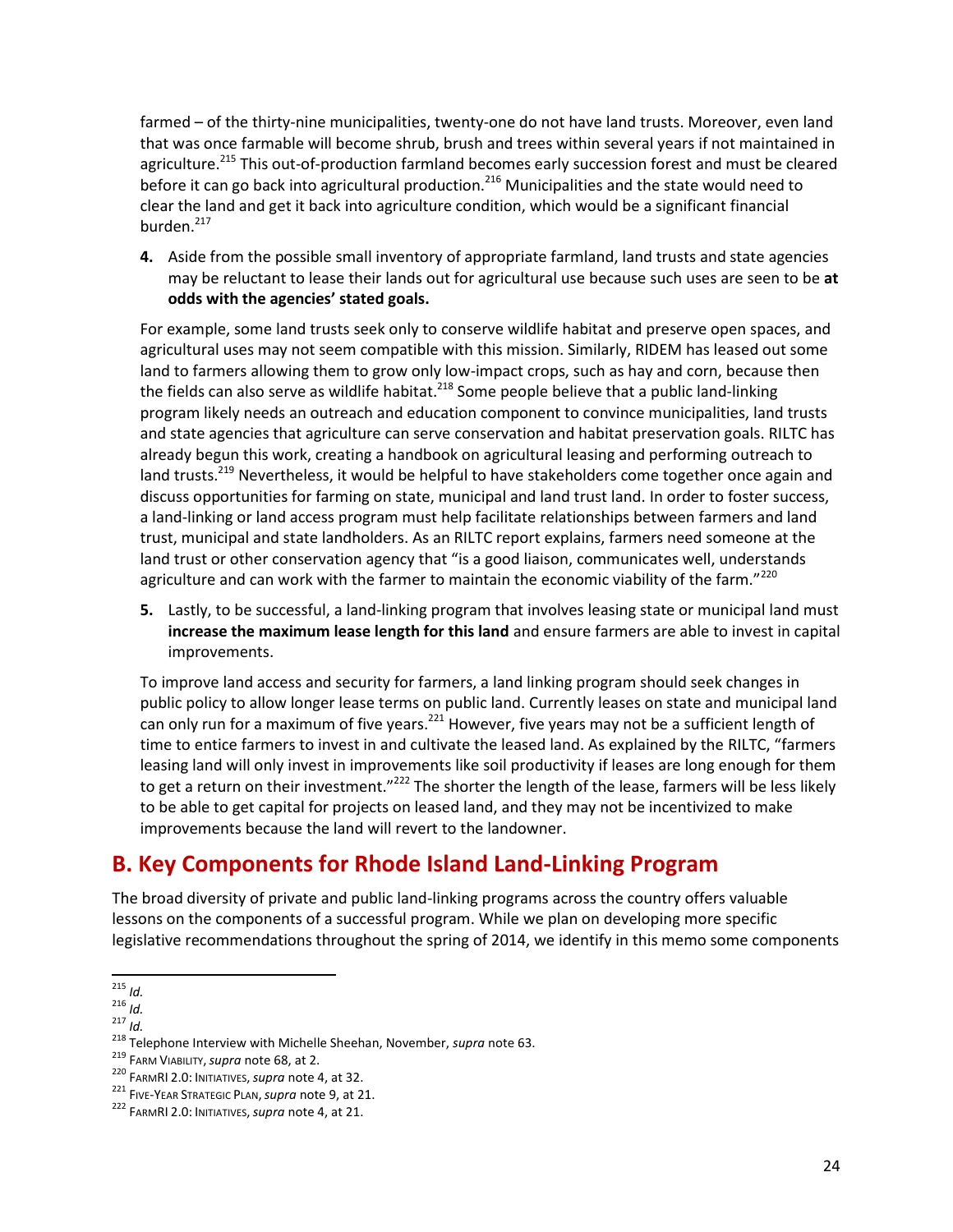farmed – of the thirty-nine municipalities, twenty-one do not have land trusts. Moreover, even land that was once farmable will become shrub, brush and trees within several years if not maintained in agriculture.[215] This out-of-production farmland becomes early succession forest and must be cleared before it can go back into agricultural production.[216] Municipalities and the state would need to clear the land and get it back into agriculture condition, which would be a significant financial burden.[217]

**4.** Aside from the possible small inventory of appropriate farmland, land trusts and state agencies may be reluctant to lease their lands out for agricultural use because such uses are seen to be **at odds with the agencies' stated goals.**

For example, some land trusts seek only to conserve wildlife habitat and preserve open spaces, and agricultural uses may not seem compatible with this mission. Similarly, RIDEM has leased out some land to farmers allowing them to grow only low-impact crops, such as hay and corn, because then the fields can also serve as wildlife habitat.[218] Some people believe that a public land-linking program likely needs an outreach and education component to convince municipalities, land trusts and state agencies that agriculture can serve conservation and habitat preservation goals. RILTC has already begun this work, creating a handbook on agricultural leasing and performing outreach to land trusts.[219] Nevertheless, it would be helpful to have stakeholders come together once again and discuss opportunities for farming on state, municipal and land trust land. In order to foster success, a land-linking or land access program must help facilitate relationships between farmers and land trust, municipal and state landholders. As an RILTC report explains, farmers need someone at the land trust or other conservation agency that "is a good liaison, communicates well, understands agriculture and can work with the farmer to maintain the economic viability of the farm."[220]

**5.** Lastly, to be successful, a land-linking program that involves leasing state or municipal land must **increase the maximum lease length for this land** and ensure farmers are able to invest in capital improvements.

To improve land access and security for farmers, a land linking program should seek changes in public policy to allow longer lease terms on public land. Currently leases on state and municipal land can only run for a maximum of five years.[221] However, five years may not be a sufficient length of time to entice farmers to invest in and cultivate the leased land. As explained by the RILTC, "farmers leasing land will only invest in improvements like soil productivity if leases are long enough for them to get a return on their investment."[222] The shorter the length of the lease, farmers will be less likely to be able to get capital for projects on leased land, and they may not be incentivized to make improvements because the land will revert to the landowner.

## B. Key Components for Rhode Island Land-Linking Program

The broad diversity of private and public land-linking programs across the country offers valuable lessons on the components of a successful program. While we plan on developing more specific legislative recommendations throughout the spring of 2014, we identify in this memo some components

---

[215] *Id.*
[216] *Id.*
[217] *Id.*
[218] Telephone Interview with Michelle Sheehan, November, *supra* note 63.
[219] FARM VIABILITY, *supra* note 68, at 2.
[220] FARMRI 2.0: INITIATIVES, *supra* note 4, at 32.
[221] FIVE-YEAR STRATEGIC PLAN, *supra* note 9, at 21.
[222] FARMRI 2.0: INITIATIVES, *supra* note 4, at 21.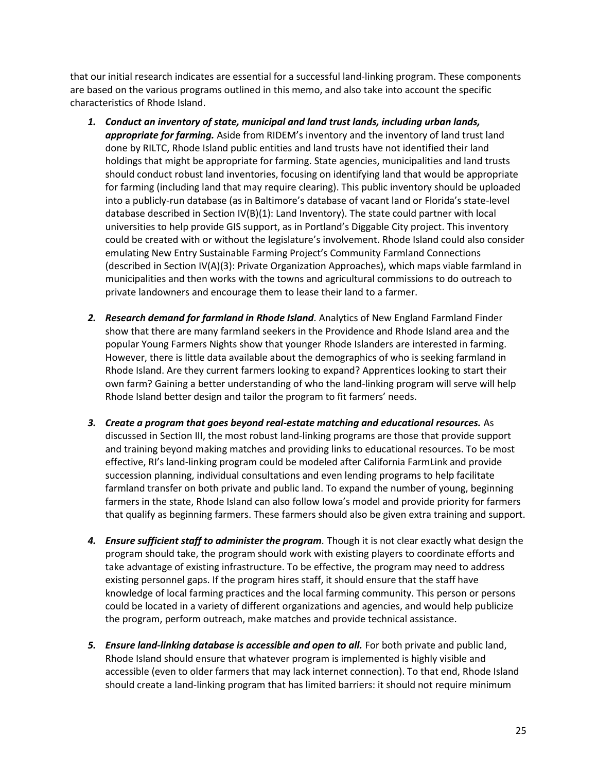that our initial research indicates are essential for a successful land-linking program. These components are based on the various programs outlined in this memo, and also take into account the specific characteristics of Rhode Island.

1. ***Conduct an inventory of state, municipal and land trust lands, including urban lands, appropriate for farming.*** Aside from RIDEM's inventory and the inventory of land trust land done by RILTC, Rhode Island public entities and land trusts have not identified their land holdings that might be appropriate for farming. State agencies, municipalities and land trusts should conduct robust land inventories, focusing on identifying land that would be appropriate for farming (including land that may require clearing). This public inventory should be uploaded into a publicly-run database (as in Baltimore's database of vacant land or Florida's state-level database described in Section IV(B)(1): Land Inventory). The state could partner with local universities to help provide GIS support, as in Portland's Diggable City project. This inventory could be created with or without the legislature's involvement. Rhode Island could also consider emulating New Entry Sustainable Farming Project's Community Farmland Connections (described in Section IV(A)(3): Private Organization Approaches), which maps viable farmland in municipalities and then works with the towns and agricultural commissions to do outreach to private landowners and encourage them to lease their land to a farmer.

2. ***Research demand for farmland in Rhode Island***. Analytics of New England Farmland Finder show that there are many farmland seekers in the Providence and Rhode Island area and the popular Young Farmers Nights show that younger Rhode Islanders are interested in farming. However, there is little data available about the demographics of who is seeking farmland in Rhode Island. Are they current farmers looking to expand? Apprentices looking to start their own farm? Gaining a better understanding of who the land-linking program will serve will help Rhode Island better design and tailor the program to fit farmers' needs.

3. ***Create a program that goes beyond real-estate matching and educational resources.*** As discussed in Section III, the most robust land-linking programs are those that provide support and training beyond making matches and providing links to educational resources. To be most effective, RI's land-linking program could be modeled after California FarmLink and provide succession planning, individual consultations and even lending programs to help facilitate farmland transfer on both private and public land. To expand the number of young, beginning farmers in the state, Rhode Island can also follow Iowa's model and provide priority for farmers that qualify as beginning farmers. These farmers should also be given extra training and support.

4. ***Ensure sufficient staff to administer the program***. Though it is not clear exactly what design the program should take, the program should work with existing players to coordinate efforts and take advantage of existing infrastructure. To be effective, the program may need to address existing personnel gaps. If the program hires staff, it should ensure that the staff have knowledge of local farming practices and the local farming community. This person or persons could be located in a variety of different organizations and agencies, and would help publicize the program, perform outreach, make matches and provide technical assistance.

5. ***Ensure land-linking database is accessible and open to all.*** For both private and public land, Rhode Island should ensure that whatever program is implemented is highly visible and accessible (even to older farmers that may lack internet connection). To that end, Rhode Island should create a land-linking program that has limited barriers: it should not require minimum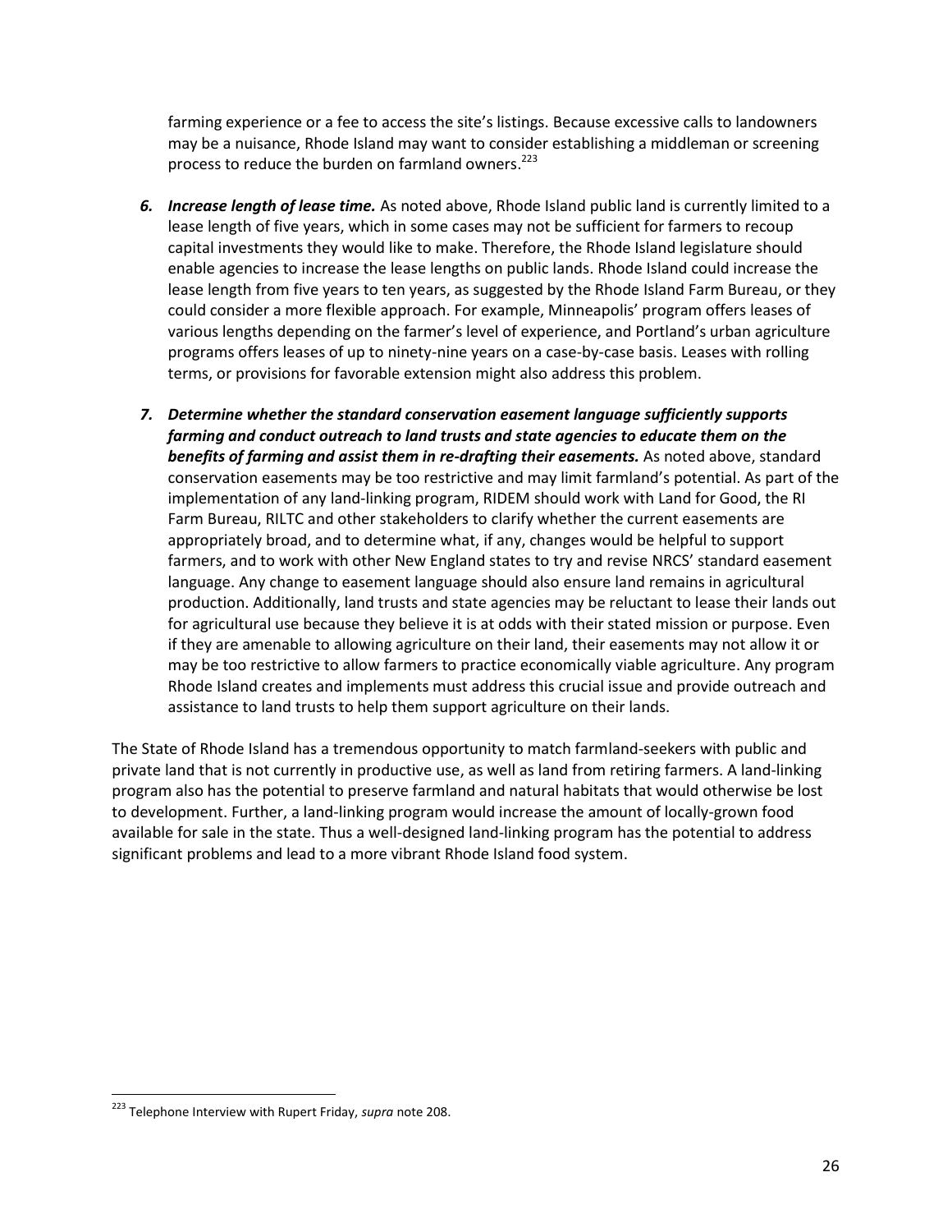farming experience or a fee to access the site's listings. Because excessive calls to landowners may be a nuisance, Rhode Island may want to consider establishing a middleman or screening process to reduce the burden on farmland owners.[223]

6. ***Increase length of lease time.*** As noted above, Rhode Island public land is currently limited to a lease length of five years, which in some cases may not be sufficient for farmers to recoup capital investments they would like to make. Therefore, the Rhode Island legislature should enable agencies to increase the lease lengths on public lands. Rhode Island could increase the lease length from five years to ten years, as suggested by the Rhode Island Farm Bureau, or they could consider a more flexible approach. For example, Minneapolis' program offers leases of various lengths depending on the farmer's level of experience, and Portland's urban agriculture programs offers leases of up to ninety-nine years on a case-by-case basis. Leases with rolling terms, or provisions for favorable extension might also address this problem.

7. ***Determine whether the standard conservation easement language sufficiently supports farming and conduct outreach to land trusts and state agencies to educate them on the benefits of farming and assist them in re-drafting their easements.*** As noted above, standard conservation easements may be too restrictive and may limit farmland's potential. As part of the implementation of any land-linking program, RIDEM should work with Land for Good, the RI Farm Bureau, RILTC and other stakeholders to clarify whether the current easements are appropriately broad, and to determine what, if any, changes would be helpful to support farmers, and to work with other New England states to try and revise NRCS' standard easement language. Any change to easement language should also ensure land remains in agricultural production. Additionally, land trusts and state agencies may be reluctant to lease their lands out for agricultural use because they believe it is at odds with their stated mission or purpose. Even if they are amenable to allowing agriculture on their land, their easements may not allow it or may be too restrictive to allow farmers to practice economically viable agriculture. Any program Rhode Island creates and implements must address this crucial issue and provide outreach and assistance to land trusts to help them support agriculture on their lands.

The State of Rhode Island has a tremendous opportunity to match farmland-seekers with public and private land that is not currently in productive use, as well as land from retiring farmers. A land-linking program also has the potential to preserve farmland and natural habitats that would otherwise be lost to development. Further, a land-linking program would increase the amount of locally-grown food available for sale in the state. Thus a well-designed land-linking program has the potential to address significant problems and lead to a more vibrant Rhode Island food system.

[223] Telephone Interview with Rupert Friday, *supra* note 208.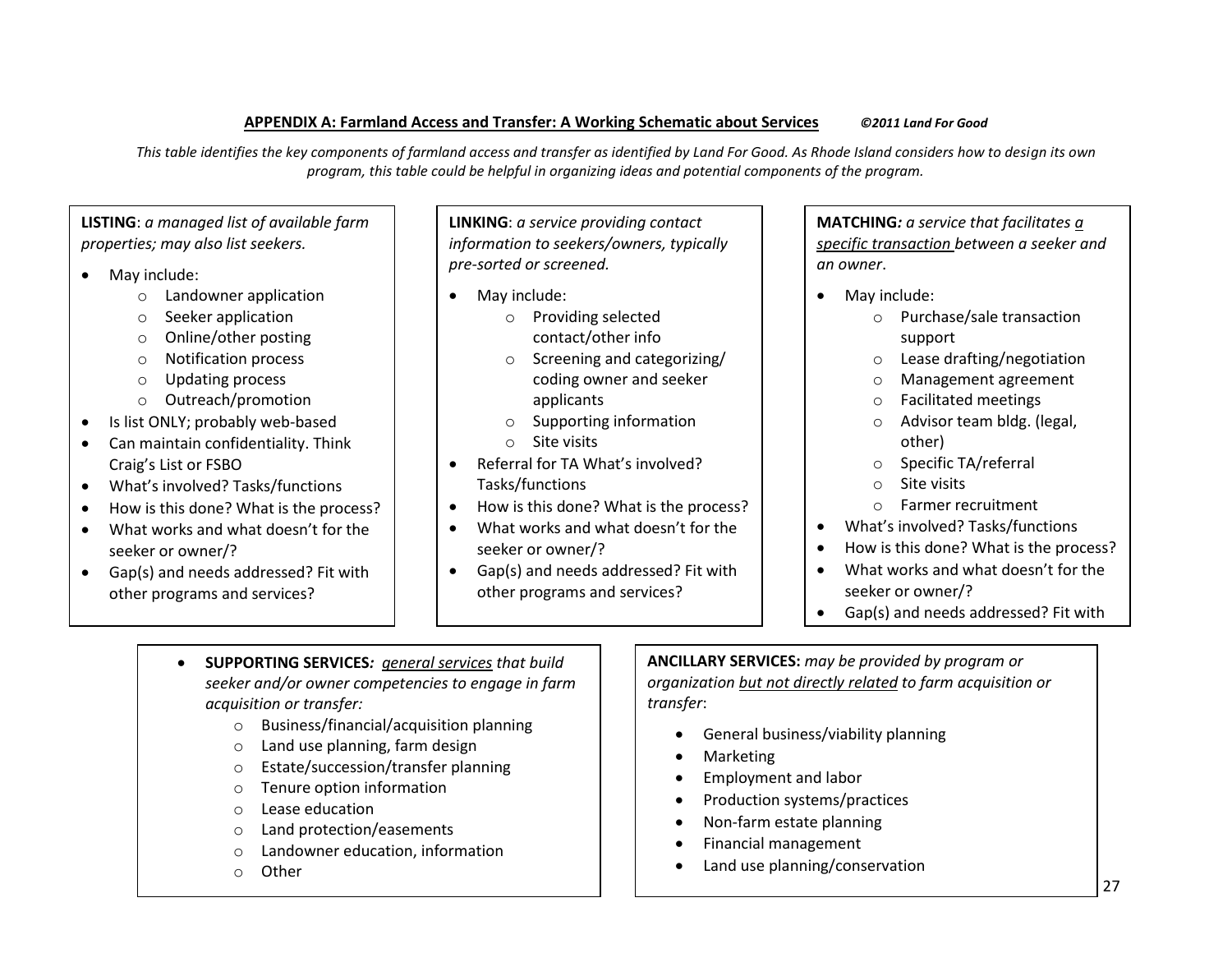**APPENDIX A: Farmland Access and Transfer: A Working Schematic about Services** ***©2011 Land For Good***

*This table identifies the key components of farmland access and transfer as identified by Land For Good. As Rhode Island considers how to design its own program, this table could be helpful in organizing ideas and potential components of the program.*

**LISTING**: *a managed list of available farm properties; may also list seekers.*

- May include:
  - Landowner application
  - Seeker application
  - Online/other posting
  - Notification process
  - Updating process
  - Outreach/promotion
- Is list ONLY; probably web-based
- Can maintain confidentiality. Think Craig's List or FSBO
- What's involved? Tasks/functions
- How is this done? What is the process?
- What works and what doesn't for the seeker or owner/?
- Gap(s) and needs addressed? Fit with other programs and services?

**LINKING**: *a service providing contact information to seekers/owners, typically pre-sorted or screened.*

- May include:
  - Providing selected contact/other info
  - Screening and categorizing/ coding owner and seeker applicants
  - Supporting information
  - Site visits
- Referral for TA What's involved? Tasks/functions
- How is this done? What is the process?
- What works and what doesn't for the seeker or owner/?
- Gap(s) and needs addressed? Fit with other programs and services?

**MATCHING***: a service that facilitates* *<u>a specific transaction</u>* *between a seeker and an owner*.

- May include:
  - Purchase/sale transaction support
  - Lease drafting/negotiation
  - Management agreement
  - Facilitated meetings
  - Advisor team bldg. (legal, other)
  - Specific TA/referral
  - Site visits
  - Farmer recruitment
- What's involved? Tasks/functions
- How is this done? What is the process?
- What works and what doesn't for the seeker or owner/?
- Gap(s) and needs addressed? Fit with

- **SUPPORTING SERVICES***: <u>general services</u> that build seeker and/or owner competencies to engage in farm acquisition or transfer:*
  - Business/financial/acquisition planning
  - Land use planning, farm design
  - Estate/succession/transfer planning
  - Tenure option information
  - Lease education
  - Land protection/easements
  - Landowner education, information
  - Other

**ANCILLARY SERVICES:** *may be provided by program or organization <u>but not directly related</u> to farm acquisition or transfer*:

- General business/viability planning
- Marketing
- Employment and labor
- Production systems/practices
- Non-farm estate planning
- Financial management
- Land use planning/conservation